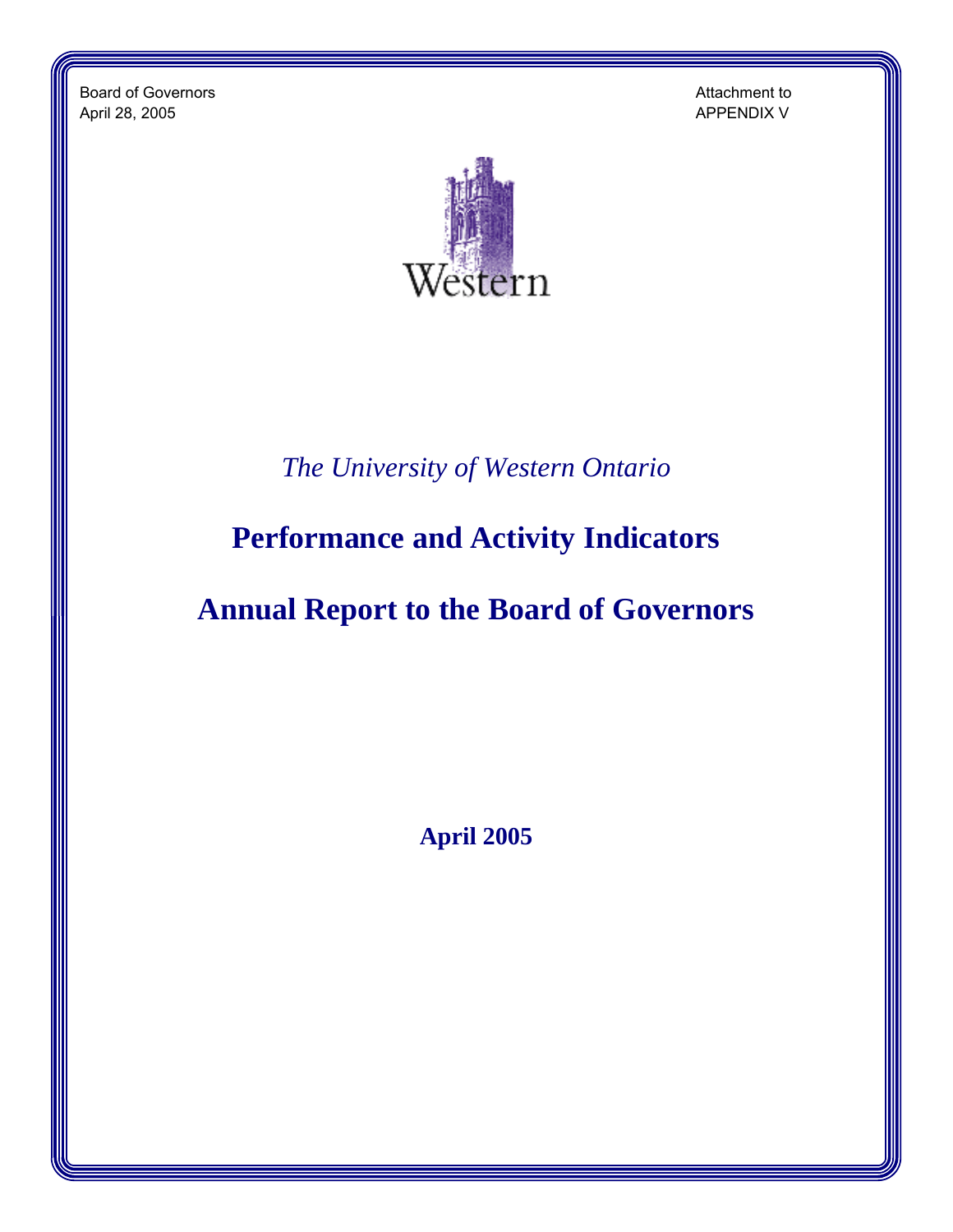Board of Governors
April 28, 2005

Attachment to
APPENDIX V

Western

*The University of Western Ontario*

# Performance and Activity Indicators

# Annual Report to the Board of Governors

**April 2005**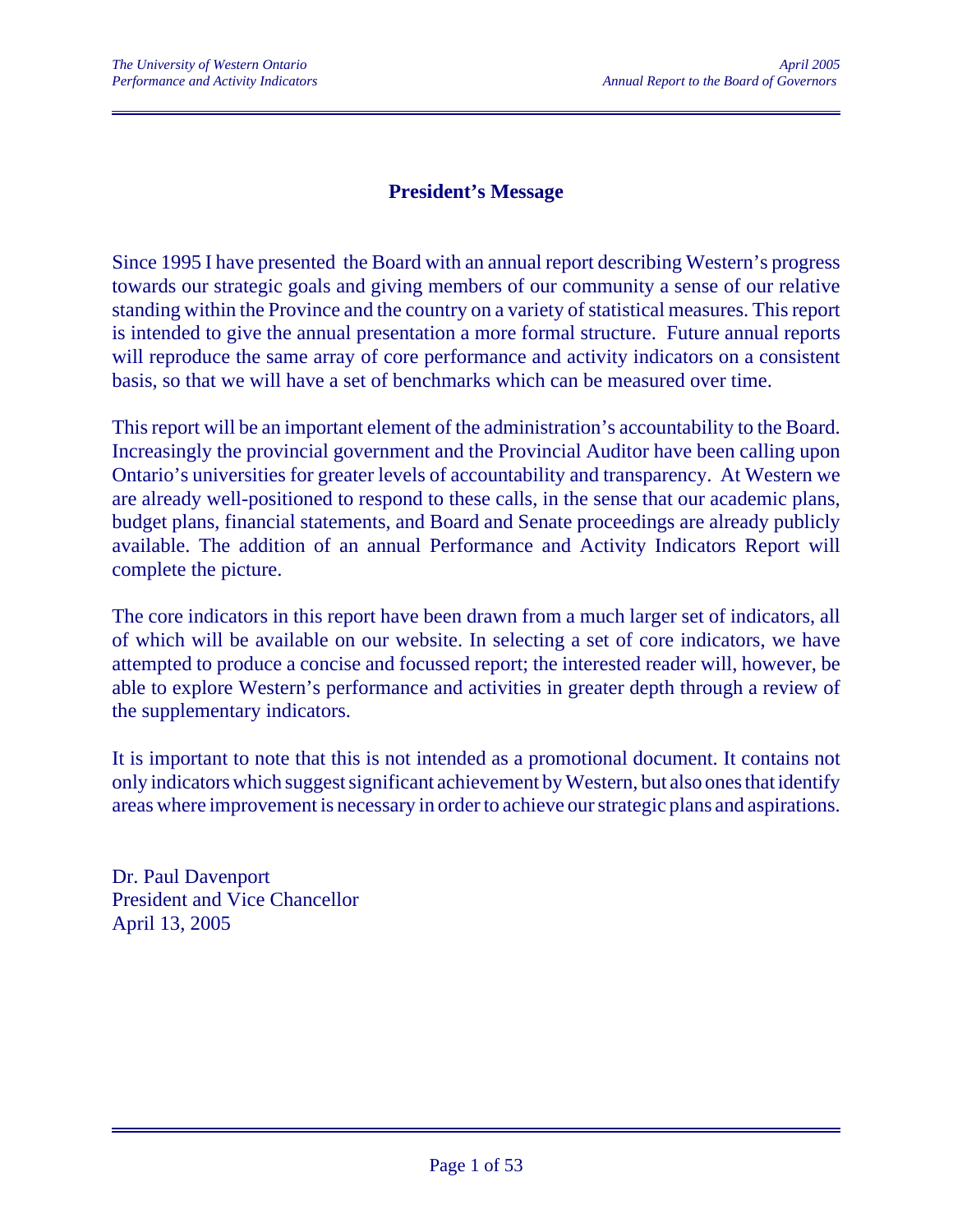# President's Message

Since 1995 I have presented the Board with an annual report describing Western's progress towards our strategic goals and giving members of our community a sense of our relative standing within the Province and the country on a variety of statistical measures. This report is intended to give the annual presentation a more formal structure. Future annual reports will reproduce the same array of core performance and activity indicators on a consistent basis, so that we will have a set of benchmarks which can be measured over time.

This report will be an important element of the administration's accountability to the Board. Increasingly the provincial government and the Provincial Auditor have been calling upon Ontario's universities for greater levels of accountability and transparency. At Western we are already well-positioned to respond to these calls, in the sense that our academic plans, budget plans, financial statements, and Board and Senate proceedings are already publicly available. The addition of an annual Performance and Activity Indicators Report will complete the picture.

The core indicators in this report have been drawn from a much larger set of indicators, all of which will be available on our website. In selecting a set of core indicators, we have attempted to produce a concise and focussed report; the interested reader will, however, be able to explore Western's performance and activities in greater depth through a review of the supplementary indicators.

It is important to note that this is not intended as a promotional document. It contains not only indicators which suggest significant achievement by Western, but also ones that identify areas where improvement is necessary in order to achieve our strategic plans and aspirations.

Dr. Paul Davenport
President and Vice Chancellor
April 13, 2005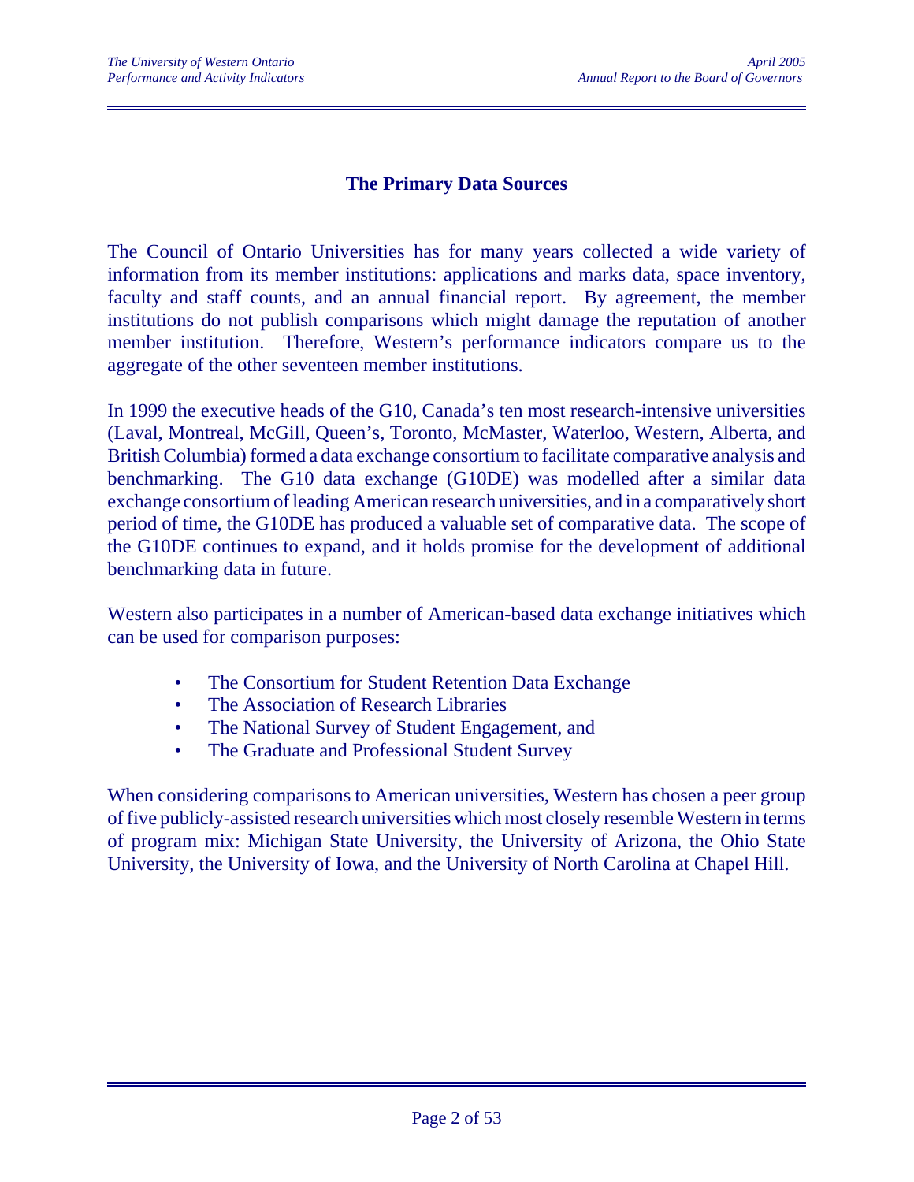## The Primary Data Sources

The Council of Ontario Universities has for many years collected a wide variety of information from its member institutions: applications and marks data, space inventory, faculty and staff counts, and an annual financial report. By agreement, the member institutions do not publish comparisons which might damage the reputation of another member institution. Therefore, Western's performance indicators compare us to the aggregate of the other seventeen member institutions.

In 1999 the executive heads of the G10, Canada's ten most research-intensive universities (Laval, Montreal, McGill, Queen's, Toronto, McMaster, Waterloo, Western, Alberta, and British Columbia) formed a data exchange consortium to facilitate comparative analysis and benchmarking. The G10 data exchange (G10DE) was modelled after a similar data exchange consortium of leading American research universities, and in a comparatively short period of time, the G10DE has produced a valuable set of comparative data. The scope of the G10DE continues to expand, and it holds promise for the development of additional benchmarking data in future.

Western also participates in a number of American-based data exchange initiatives which can be used for comparison purposes:

- The Consortium for Student Retention Data Exchange
- The Association of Research Libraries
- The National Survey of Student Engagement, and
- The Graduate and Professional Student Survey

When considering comparisons to American universities, Western has chosen a peer group of five publicly-assisted research universities which most closely resemble Western in terms of program mix: Michigan State University, the University of Arizona, the Ohio State University, the University of Iowa, and the University of North Carolina at Chapel Hill.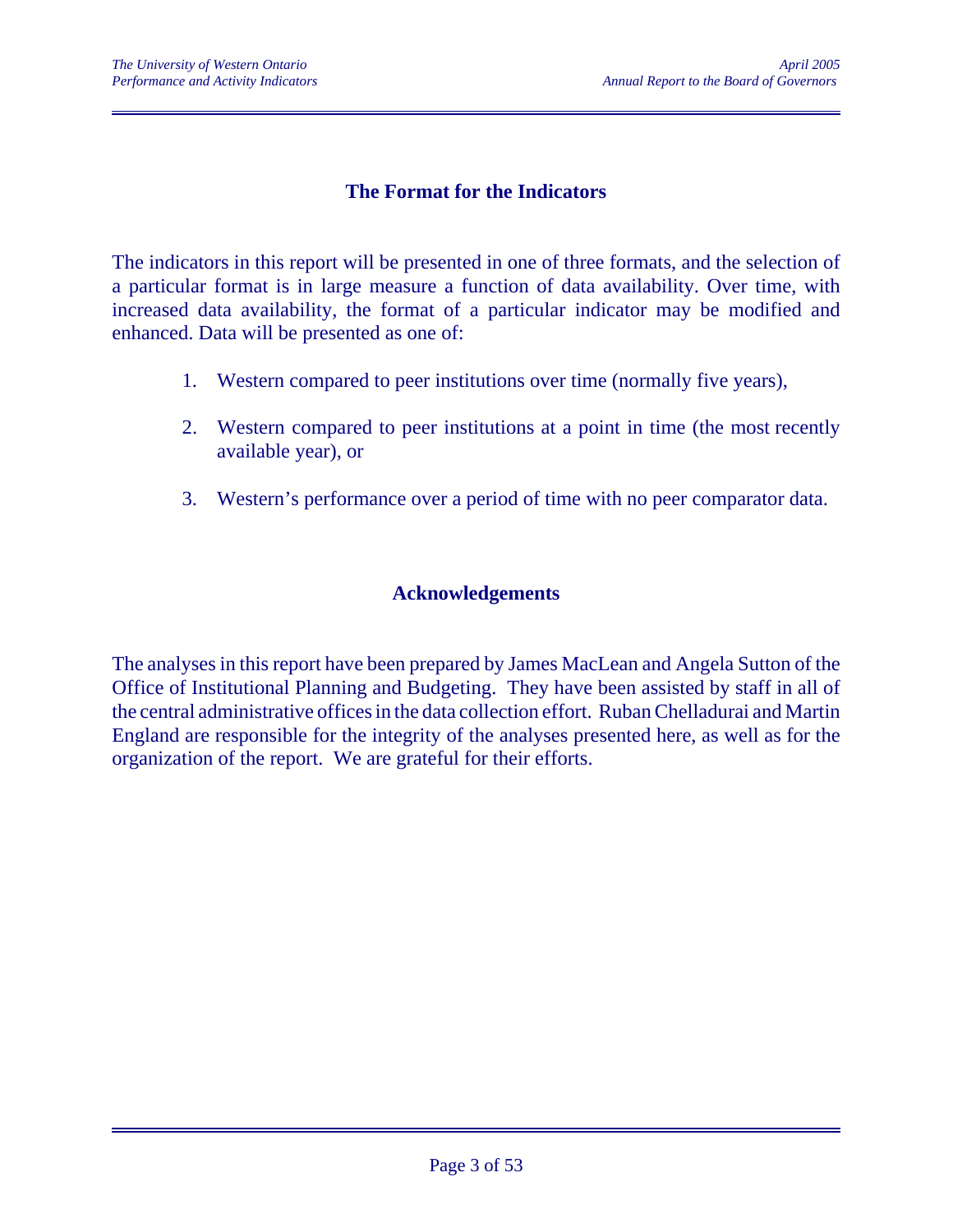## The Format for the Indicators

The indicators in this report will be presented in one of three formats, and the selection of a particular format is in large measure a function of data availability. Over time, with increased data availability, the format of a particular indicator may be modified and enhanced. Data will be presented as one of:

1. Western compared to peer institutions over time (normally five years),
2. Western compared to peer institutions at a point in time (the most recently available year), or
3. Western's performance over a period of time with no peer comparator data.

## Acknowledgements

The analyses in this report have been prepared by James MacLean and Angela Sutton of the Office of Institutional Planning and Budgeting. They have been assisted by staff in all of the central administrative offices in the data collection effort. Ruban Chelladurai and Martin England are responsible for the integrity of the analyses presented here, as well as for the organization of the report. We are grateful for their efforts.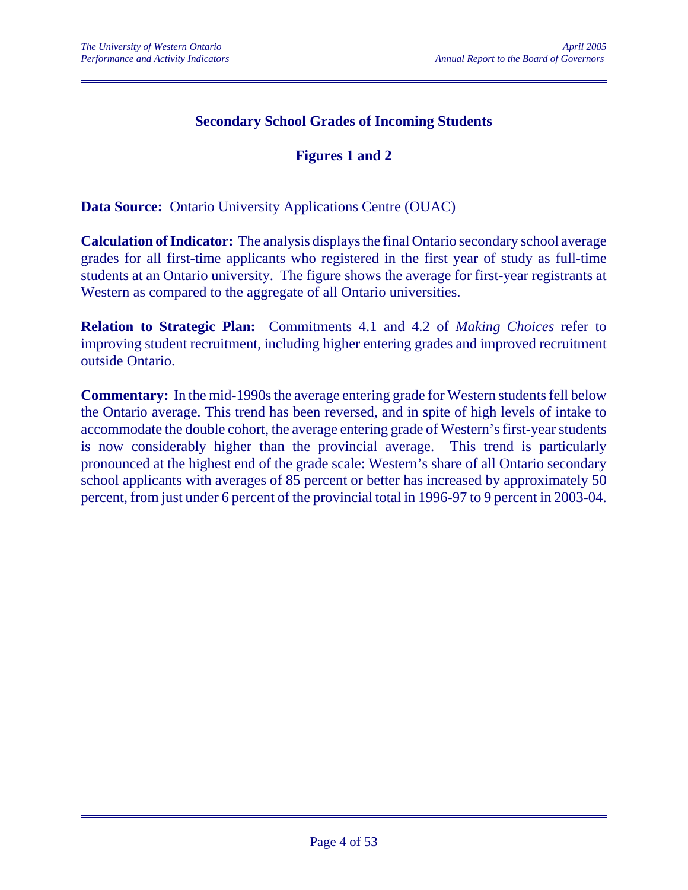## Secondary School Grades of Incoming Students

### Figures 1 and 2

**Data Source:** Ontario University Applications Centre (OUAC)

**Calculation of Indicator:** The analysis displays the final Ontario secondary school average grades for all first-time applicants who registered in the first year of study as full-time students at an Ontario university. The figure shows the average for first-year registrants at Western as compared to the aggregate of all Ontario universities.

**Relation to Strategic Plan:** Commitments 4.1 and 4.2 of *Making Choices* refer to improving student recruitment, including higher entering grades and improved recruitment outside Ontario.

**Commentary:** In the mid-1990s the average entering grade for Western students fell below the Ontario average. This trend has been reversed, and in spite of high levels of intake to accommodate the double cohort, the average entering grade of Western's first-year students is now considerably higher than the provincial average. This trend is particularly pronounced at the highest end of the grade scale: Western's share of all Ontario secondary school applicants with averages of 85 percent or better has increased by approximately 50 percent, from just under 6 percent of the provincial total in 1996-97 to 9 percent in 2003-04.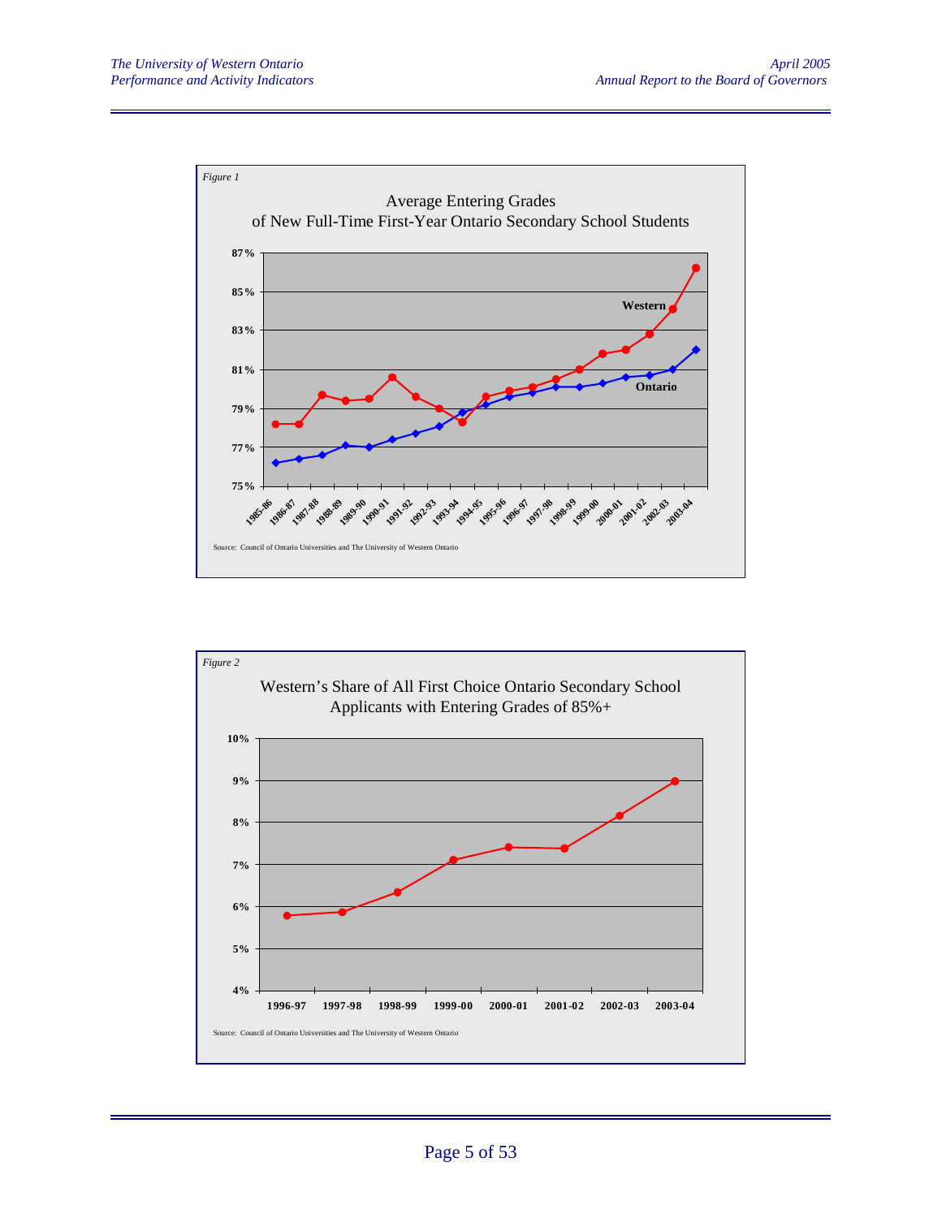*Figure 1*

Average Entering Grades of New Full-Time First-Year Ontario Secondary School Students

Source: Council of Ontario Universities and The University of Western Ontario

*Figure 2*

Western's Share of All First Choice Ontario Secondary School Applicants with Entering Grades of 85%+

Source: Council of Ontario Universities and The University of Western Ontario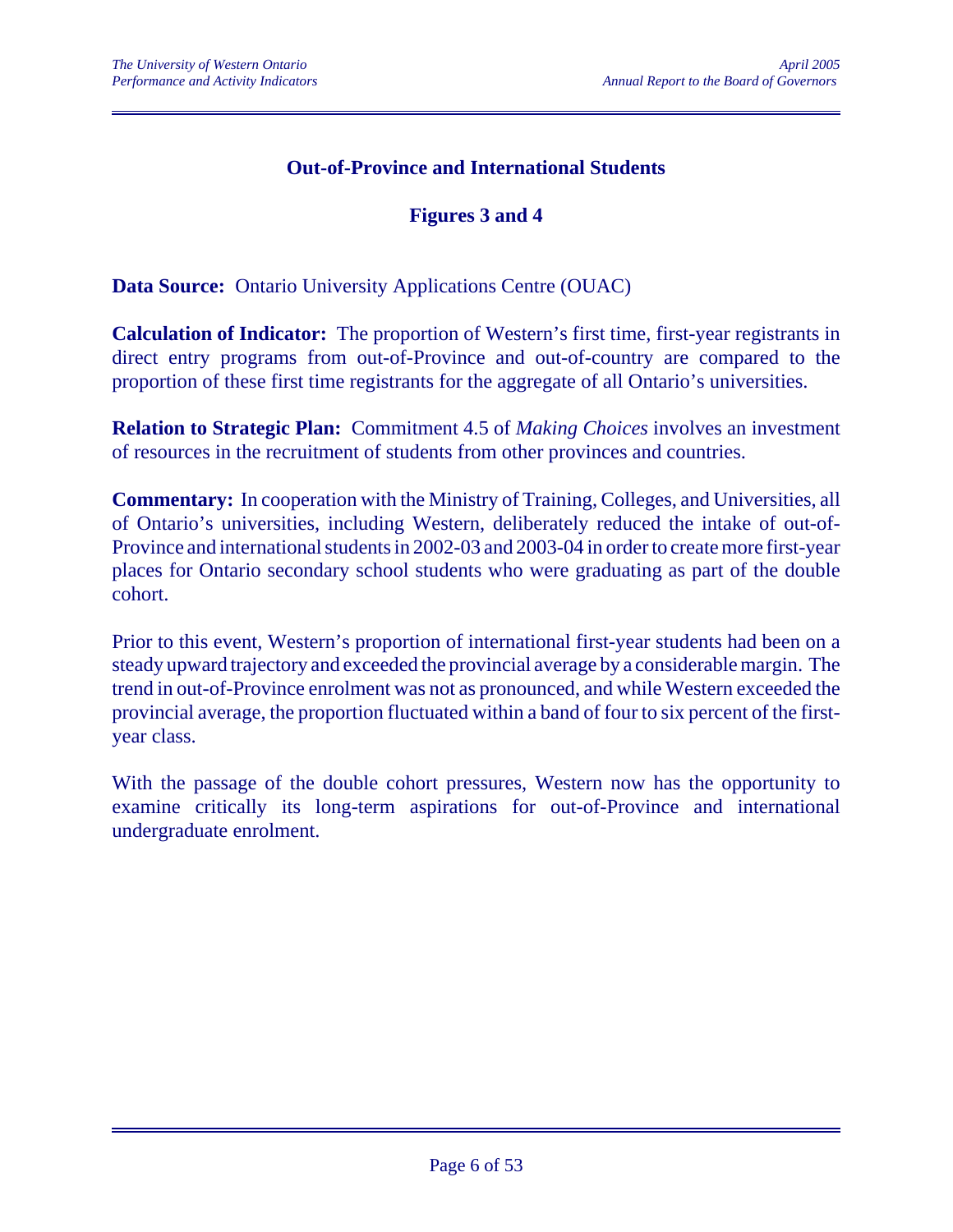## Out-of-Province and International Students

### Figures 3 and 4

**Data Source:** Ontario University Applications Centre (OUAC)

**Calculation of Indicator:** The proportion of Western's first time, first-year registrants in direct entry programs from out-of-Province and out-of-country are compared to the proportion of these first time registrants for the aggregate of all Ontario's universities.

**Relation to Strategic Plan:** Commitment 4.5 of *Making Choices* involves an investment of resources in the recruitment of students from other provinces and countries.

**Commentary:** In cooperation with the Ministry of Training, Colleges, and Universities, all of Ontario's universities, including Western, deliberately reduced the intake of out-of-Province and international students in 2002-03 and 2003-04 in order to create more first-year places for Ontario secondary school students who were graduating as part of the double cohort.

Prior to this event, Western's proportion of international first-year students had been on a steady upward trajectory and exceeded the provincial average by a considerable margin. The trend in out-of-Province enrolment was not as pronounced, and while Western exceeded the provincial average, the proportion fluctuated within a band of four to six percent of the first-year class.

With the passage of the double cohort pressures, Western now has the opportunity to examine critically its long-term aspirations for out-of-Province and international undergraduate enrolment.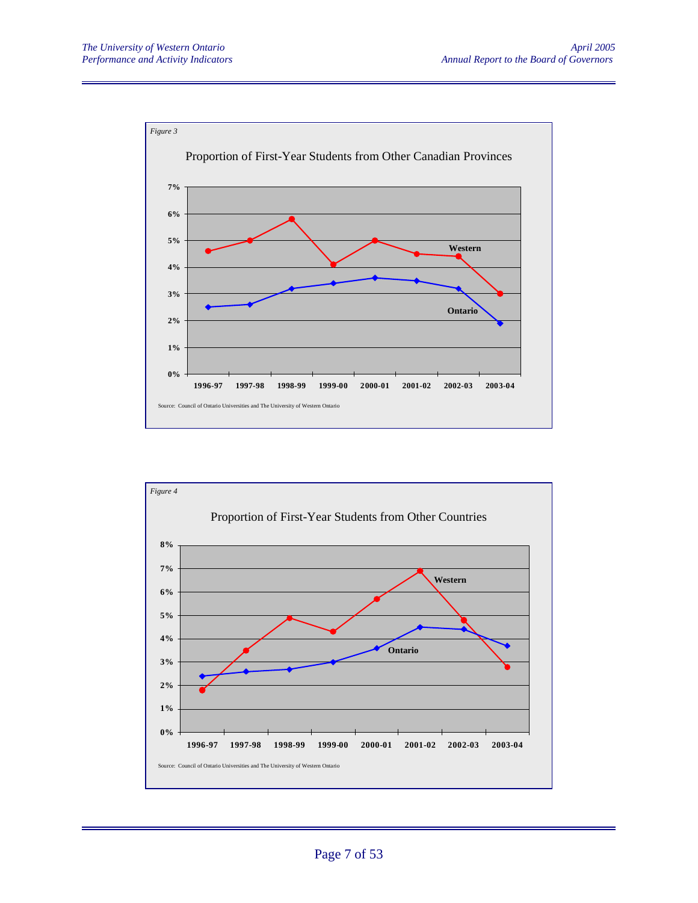*Figure 3*

**Proportion of First-Year Students from Other Canadian Provinces**

Source: Council of Ontario Universities and The University of Western Ontario

*Figure 4*

**Proportion of First-Year Students from Other Countries**

Source: Council of Ontario Universities and The University of Western Ontario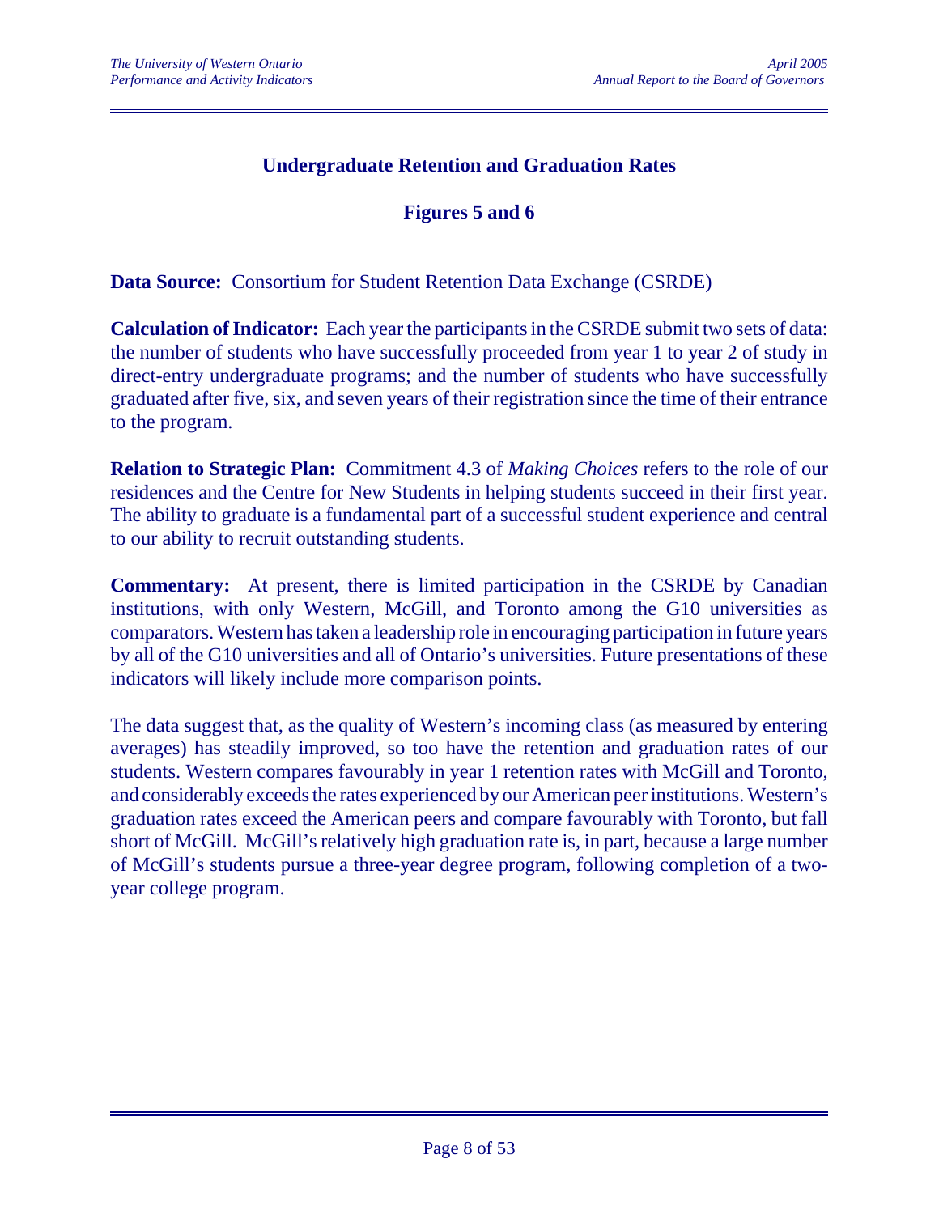## Undergraduate Retention and Graduation Rates

### Figures 5 and 6

**Data Source:** Consortium for Student Retention Data Exchange (CSRDE)

**Calculation of Indicator:** Each year the participants in the CSRDE submit two sets of data: the number of students who have successfully proceeded from year 1 to year 2 of study in direct-entry undergraduate programs; and the number of students who have successfully graduated after five, six, and seven years of their registration since the time of their entrance to the program.

**Relation to Strategic Plan:** Commitment 4.3 of *Making Choices* refers to the role of our residences and the Centre for New Students in helping students succeed in their first year. The ability to graduate is a fundamental part of a successful student experience and central to our ability to recruit outstanding students.

**Commentary:** At present, there is limited participation in the CSRDE by Canadian institutions, with only Western, McGill, and Toronto among the G10 universities as comparators. Western has taken a leadership role in encouraging participation in future years by all of the G10 universities and all of Ontario's universities. Future presentations of these indicators will likely include more comparison points.

The data suggest that, as the quality of Western's incoming class (as measured by entering averages) has steadily improved, so too have the retention and graduation rates of our students. Western compares favourably in year 1 retention rates with McGill and Toronto, and considerably exceeds the rates experienced by our American peer institutions. Western's graduation rates exceed the American peers and compare favourably with Toronto, but fall short of McGill. McGill's relatively high graduation rate is, in part, because a large number of McGill's students pursue a three-year degree program, following completion of a two-year college program.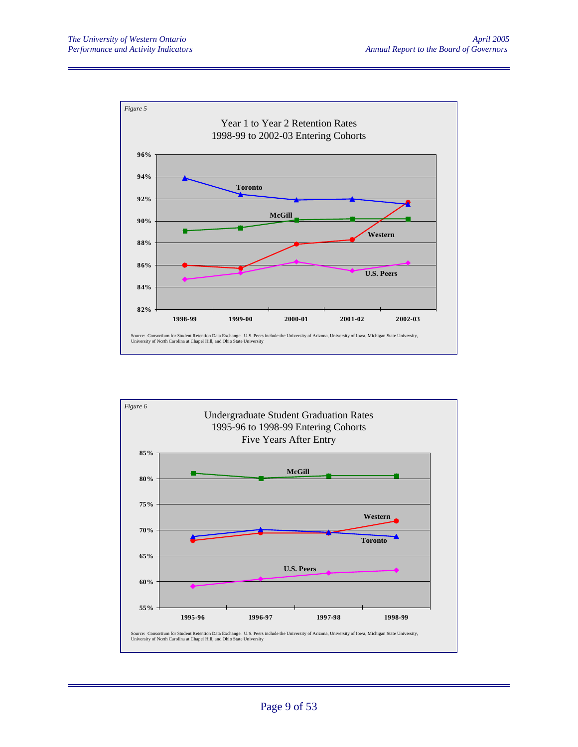*Figure 5*

Year 1 to Year 2 Retention Rates
1998-99 to 2002-03 Entering Cohorts

Source: Consortium for Student Retention Data Exchange. U.S. Peers include the University of Arizona, University of Iowa, Michigan State University, University of North Carolina at Chapel Hill, and Ohio State University

*Figure 6*

Undergraduate Student Graduation Rates
1995-96 to 1998-99 Entering Cohorts
Five Years After Entry

Source: Consortium for Student Retention Data Exchange. U.S. Peers include the University of Arizona, University of Iowa, Michigan State University, University of North Carolina at Chapel Hill, and Ohio State University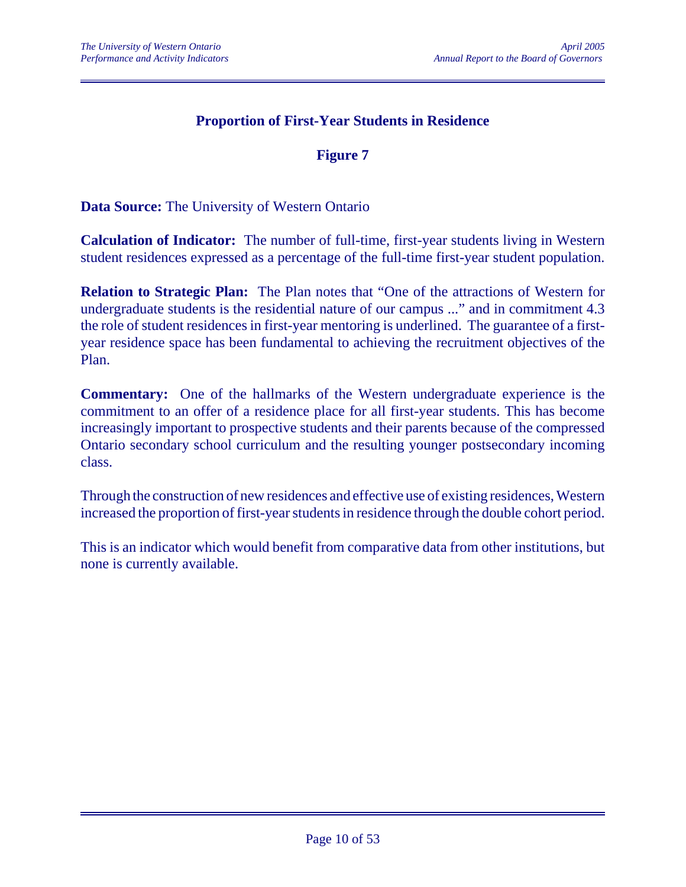## Proportion of First-Year Students in Residence

### Figure 7

**Data Source:** The University of Western Ontario

**Calculation of Indicator:** The number of full-time, first-year students living in Western student residences expressed as a percentage of the full-time first-year student population.

**Relation to Strategic Plan:** The Plan notes that "One of the attractions of Western for undergraduate students is the residential nature of our campus ..." and in commitment 4.3 the role of student residences in first-year mentoring is underlined. The guarantee of a first-year residence space has been fundamental to achieving the recruitment objectives of the Plan.

**Commentary:** One of the hallmarks of the Western undergraduate experience is the commitment to an offer of a residence place for all first-year students. This has become increasingly important to prospective students and their parents because of the compressed Ontario secondary school curriculum and the resulting younger postsecondary incoming class.

Through the construction of new residences and effective use of existing residences, Western increased the proportion of first-year students in residence through the double cohort period.

This is an indicator which would benefit from comparative data from other institutions, but none is currently available.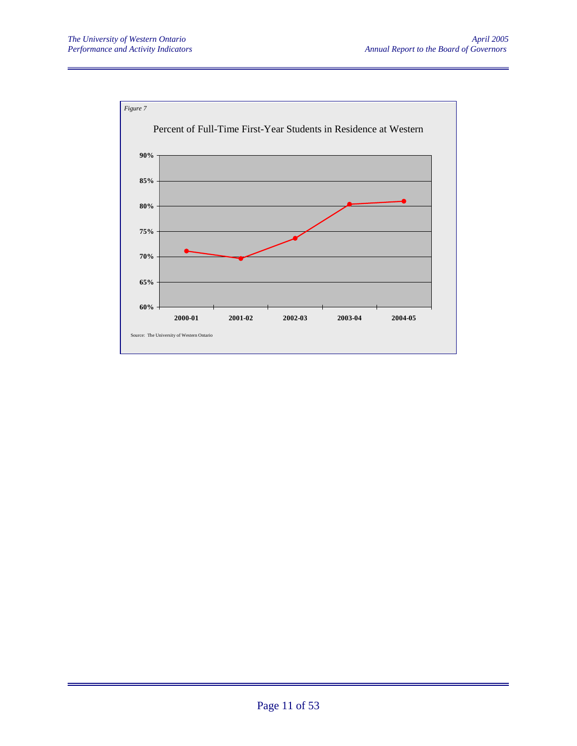*Figure 7*

Percent of Full-Time First-Year Students in Residence at Western

Source: The University of Western Ontario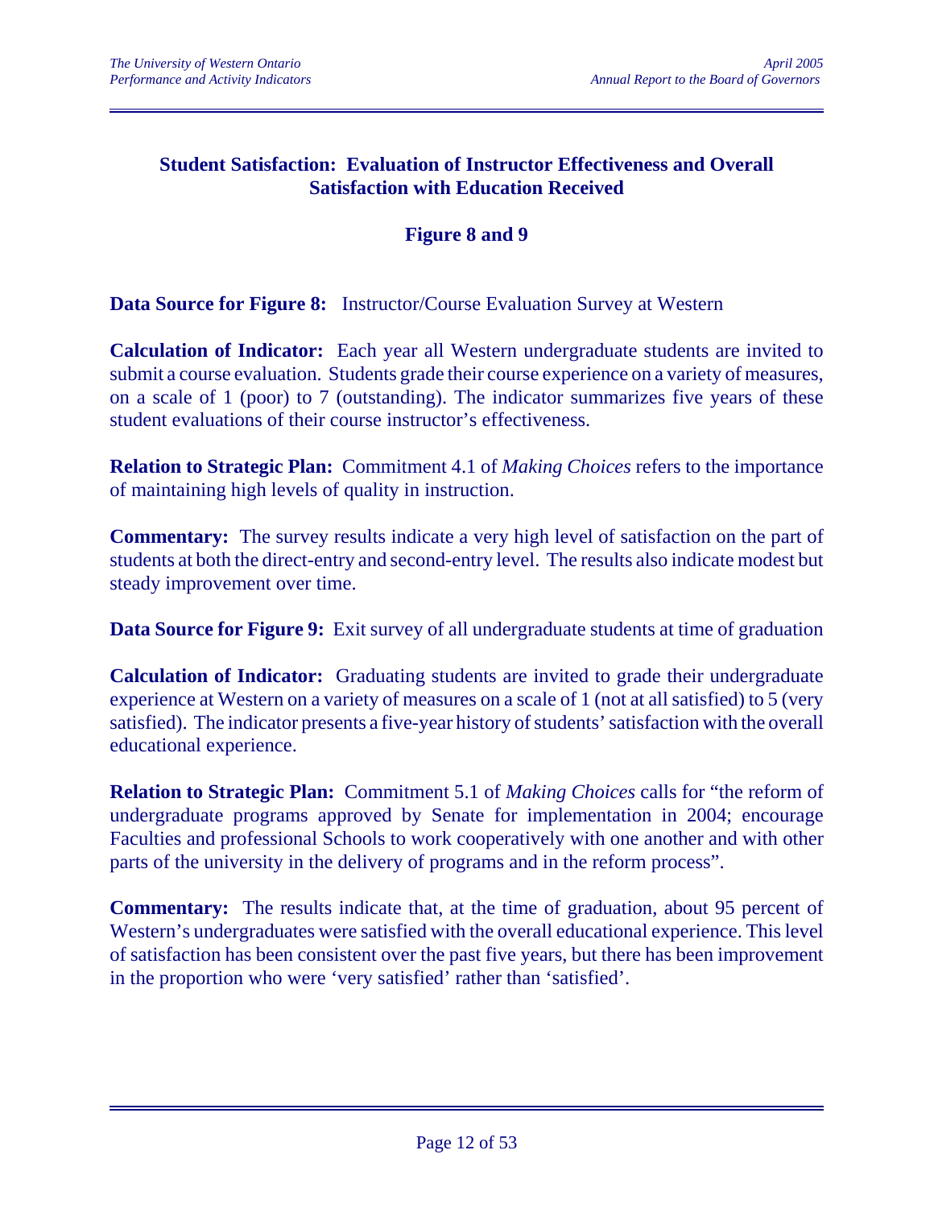## Student Satisfaction: Evaluation of Instructor Effectiveness and Overall Satisfaction with Education Received

### Figure 8 and 9

**Data Source for Figure 8:** Instructor/Course Evaluation Survey at Western

**Calculation of Indicator:** Each year all Western undergraduate students are invited to submit a course evaluation. Students grade their course experience on a variety of measures, on a scale of 1 (poor) to 7 (outstanding). The indicator summarizes five years of these student evaluations of their course instructor's effectiveness.

**Relation to Strategic Plan:** Commitment 4.1 of *Making Choices* refers to the importance of maintaining high levels of quality in instruction.

**Commentary:** The survey results indicate a very high level of satisfaction on the part of students at both the direct-entry and second-entry level. The results also indicate modest but steady improvement over time.

**Data Source for Figure 9:** Exit survey of all undergraduate students at time of graduation

**Calculation of Indicator:** Graduating students are invited to grade their undergraduate experience at Western on a variety of measures on a scale of 1 (not at all satisfied) to 5 (very satisfied). The indicator presents a five-year history of students' satisfaction with the overall educational experience.

**Relation to Strategic Plan:** Commitment 5.1 of *Making Choices* calls for "the reform of undergraduate programs approved by Senate for implementation in 2004; encourage Faculties and professional Schools to work cooperatively with one another and with other parts of the university in the delivery of programs and in the reform process".

**Commentary:** The results indicate that, at the time of graduation, about 95 percent of Western's undergraduates were satisfied with the overall educational experience. This level of satisfaction has been consistent over the past five years, but there has been improvement in the proportion who were 'very satisfied' rather than 'satisfied'.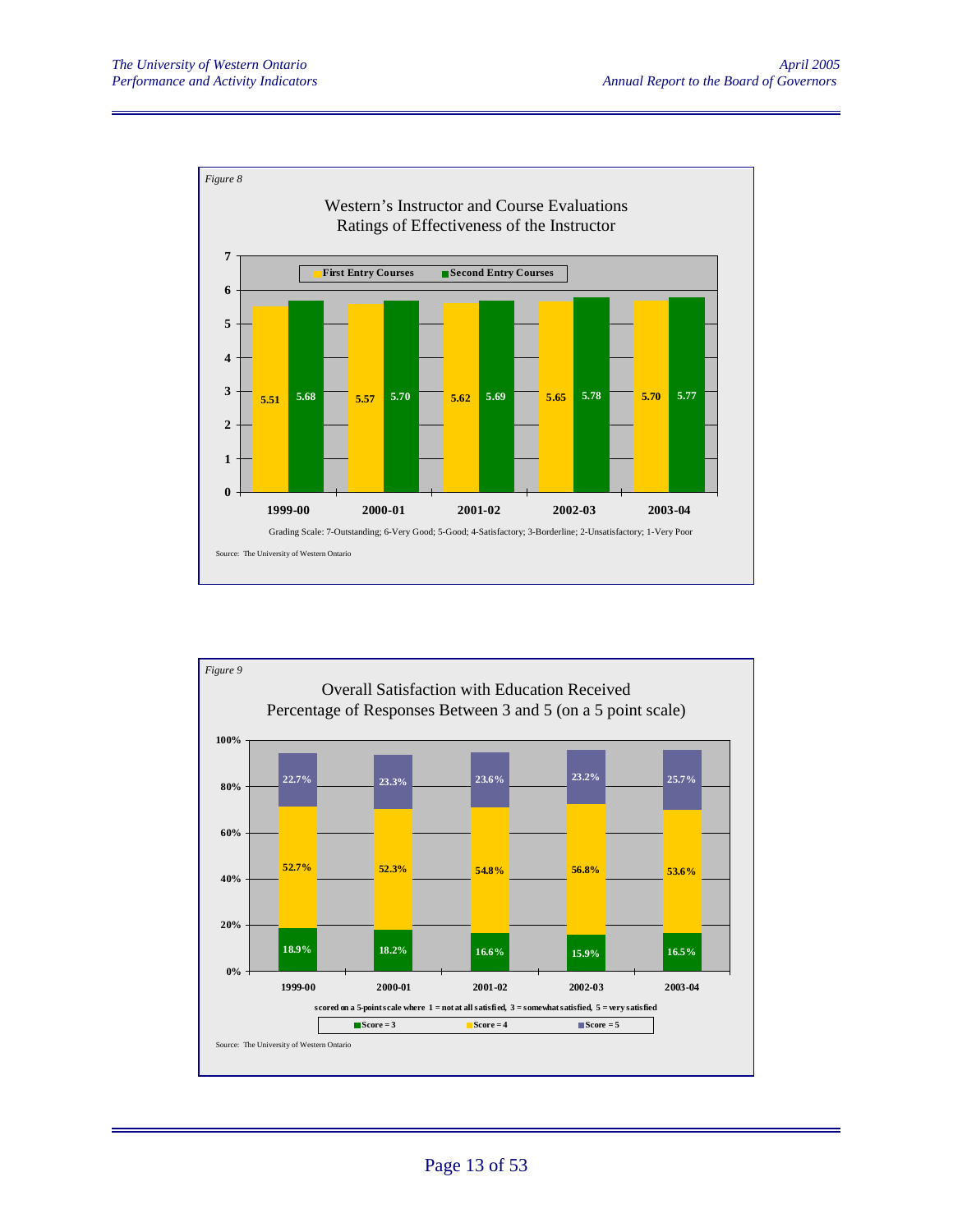*Figure 8*

**Western's Instructor and Course Evaluations**
**Ratings of Effectiveness of the Instructor**

| Year | First Entry Courses | Second Entry Courses |
|---|---|---|
| 1999-00 | 5.51 | 5.68 |
| 2000-01 | 5.57 | 5.70 |
| 2001-02 | 5.62 | 5.69 |
| 2002-03 | 5.65 | 5.78 |
| 2003-04 | 5.70 | 5.77 |

Grading Scale: 7-Outstanding; 6-Very Good; 5-Good; 4-Satisfactory; 3-Borderline; 2-Unsatisfactory; 1-Very Poor

Source: The University of Western Ontario

*Figure 9*

**Overall Satisfaction with Education Received**
**Percentage of Responses Between 3 and 5 (on a 5 point scale)**

| Year | Score = 3 | Score = 4 | Score = 5 |
|---|---|---|---|
| 1999-00 | 18.9% | 52.7% | 22.7% |
| 2000-01 | 18.2% | 52.3% | 23.3% |
| 2001-02 | 16.6% | 54.8% | 23.6% |
| 2002-03 | 15.9% | 56.8% | 23.2% |
| 2003-04 | 16.5% | 53.6% | 25.7% |

scored on a 5-point scale where 1 = not at all satisfied, 3 = somewhat satisfied, 5 = very satisfied

Source: The University of Western Ontario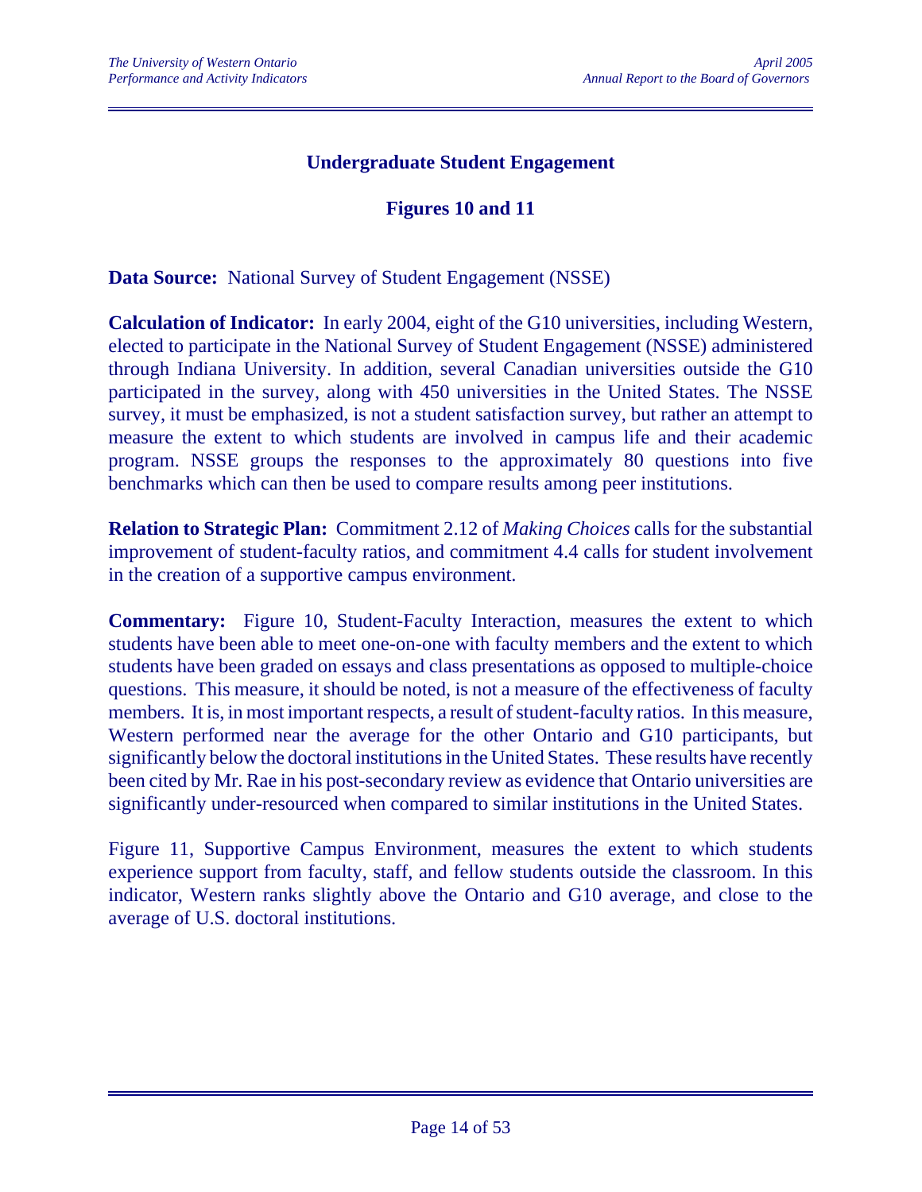## Undergraduate Student Engagement

## Figures 10 and 11

**Data Source:** National Survey of Student Engagement (NSSE)

**Calculation of Indicator:** In early 2004, eight of the G10 universities, including Western, elected to participate in the National Survey of Student Engagement (NSSE) administered through Indiana University. In addition, several Canadian universities outside the G10 participated in the survey, along with 450 universities in the United States. The NSSE survey, it must be emphasized, is not a student satisfaction survey, but rather an attempt to measure the extent to which students are involved in campus life and their academic program. NSSE groups the responses to the approximately 80 questions into five benchmarks which can then be used to compare results among peer institutions.

**Relation to Strategic Plan:** Commitment 2.12 of *Making Choices* calls for the substantial improvement of student-faculty ratios, and commitment 4.4 calls for student involvement in the creation of a supportive campus environment.

**Commentary:** Figure 10, Student-Faculty Interaction, measures the extent to which students have been able to meet one-on-one with faculty members and the extent to which students have been graded on essays and class presentations as opposed to multiple-choice questions. This measure, it should be noted, is not a measure of the effectiveness of faculty members. It is, in most important respects, a result of student-faculty ratios. In this measure, Western performed near the average for the other Ontario and G10 participants, but significantly below the doctoral institutions in the United States. These results have recently been cited by Mr. Rae in his post-secondary review as evidence that Ontario universities are significantly under-resourced when compared to similar institutions in the United States.

Figure 11, Supportive Campus Environment, measures the extent to which students experience support from faculty, staff, and fellow students outside the classroom. In this indicator, Western ranks slightly above the Ontario and G10 average, and close to the average of U.S. doctoral institutions.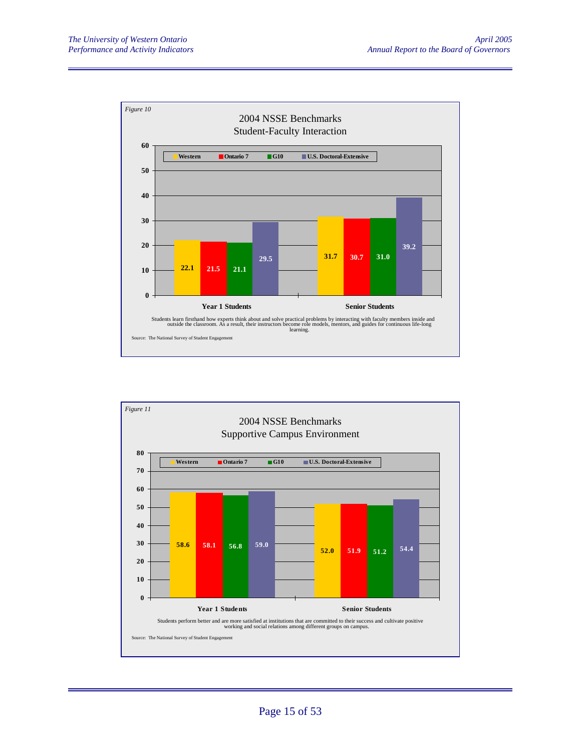*Figure 10*

**2004 NSSE Benchmarks**
**Student-Faculty Interaction**

| | Western | Ontario 7 | G10 | U.S. Doctoral-Extensive |
|---|---|---|---|---|
| Year 1 Students | 22.1 | 21.5 | 21.1 | 29.5 |
| Senior Students | 31.7 | 30.7 | 31.0 | 39.2 |

Students learn firsthand how experts think about and solve practical problems by interacting with faculty members inside and outside the classroom. As a result, their instructors become role models, mentors, and guides for continuous life-long learning.

Source: The National Survey of Student Engagement

*Figure 11*

**2004 NSSE Benchmarks**
**Supportive Campus Environment**

| | Western | Ontario 7 | G10 | U.S. Doctoral-Extensive |
|---|---|---|---|---|
| Year 1 Students | 58.6 | 58.1 | 56.8 | 59.0 |
| Senior Students | 52.0 | 51.9 | 51.2 | 54.4 |

Students perform better and are more satisfied at institutions that are committed to their success and cultivate positive working and social relations among different groups on campus.

Source: The National Survey of Student Engagement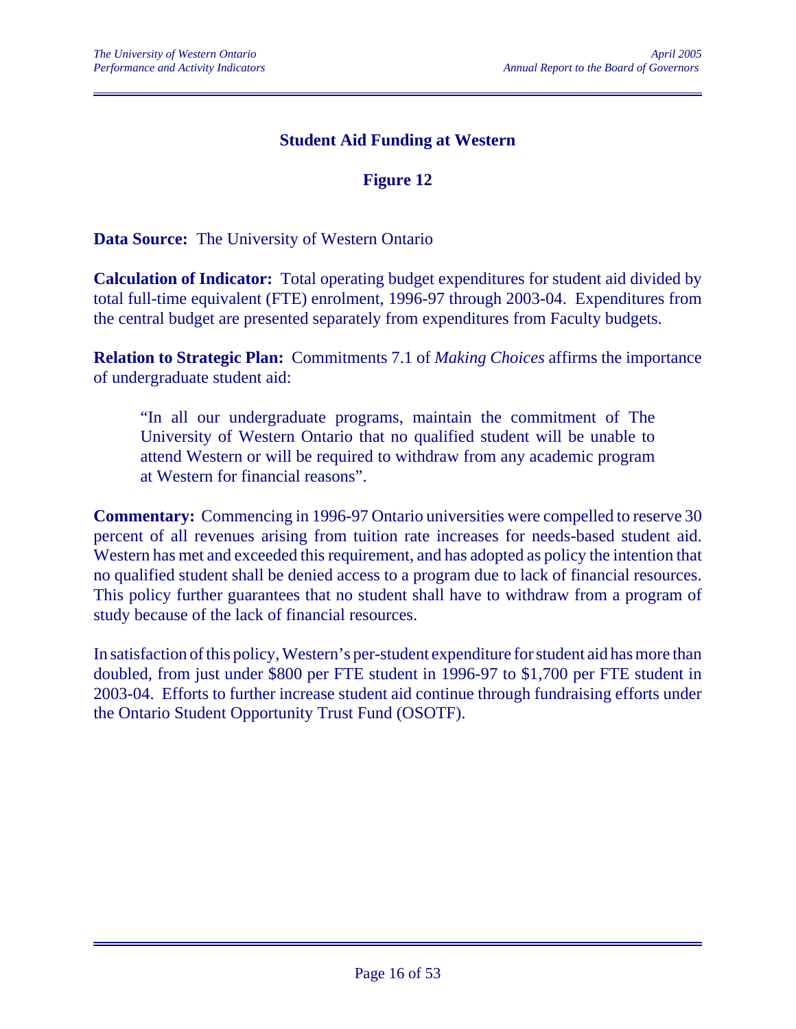## Student Aid Funding at Western

### Figure 12

**Data Source:** The University of Western Ontario

**Calculation of Indicator:** Total operating budget expenditures for student aid divided by total full-time equivalent (FTE) enrolment, 1996-97 through 2003-04. Expenditures from the central budget are presented separately from expenditures from Faculty budgets.

**Relation to Strategic Plan:** Commitments 7.1 of *Making Choices* affirms the importance of undergraduate student aid:

> "In all our undergraduate programs, maintain the commitment of The University of Western Ontario that no qualified student will be unable to attend Western or will be required to withdraw from any academic program at Western for financial reasons".

**Commentary:** Commencing in 1996-97 Ontario universities were compelled to reserve 30 percent of all revenues arising from tuition rate increases for needs-based student aid. Western has met and exceeded this requirement, and has adopted as policy the intention that no qualified student shall be denied access to a program due to lack of financial resources. This policy further guarantees that no student shall have to withdraw from a program of study because of the lack of financial resources.

In satisfaction of this policy, Western's per-student expenditure for student aid has more than doubled, from just under $800 per FTE student in 1996-97 to $1,700 per FTE student in 2003-04. Efforts to further increase student aid continue through fundraising efforts under the Ontario Student Opportunity Trust Fund (OSOTF).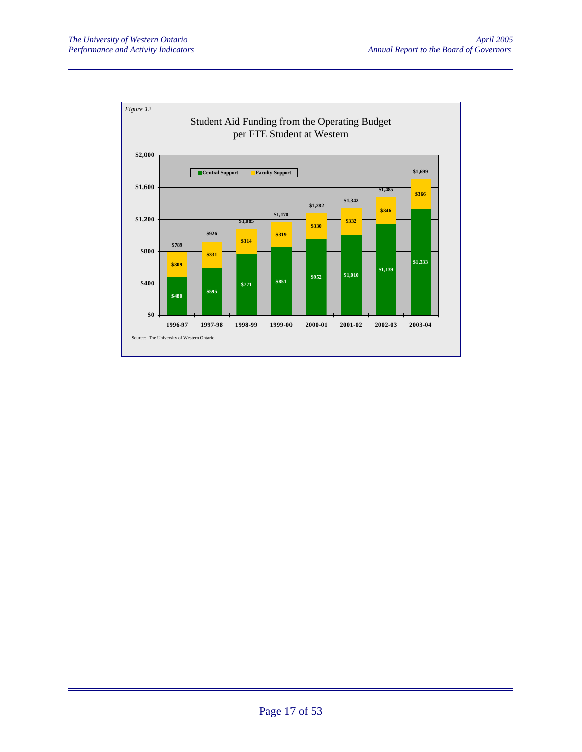*Figure 12*

## Student Aid Funding from the Operating Budget per FTE Student at Western

| Year | Central Support | Faculty Support | Total |
|---|---|---|---|
| 1996-97 | $480 | $309 | $789 |
| 1997-98 | $595 | $331 | $926 |
| 1998-99 | $771 | $314 | $1,085 |
| 1999-00 | $851 | $319 | $1,170 |
| 2000-01 | $952 | $330 | $1,282 |
| 2001-02 | $1,010 | $332 | $1,342 |
| 2002-03 | $1,139 | $346 | $1,485 |
| 2003-04 | $1,333 | $366 | $1,699 |

Source: The University of Western Ontario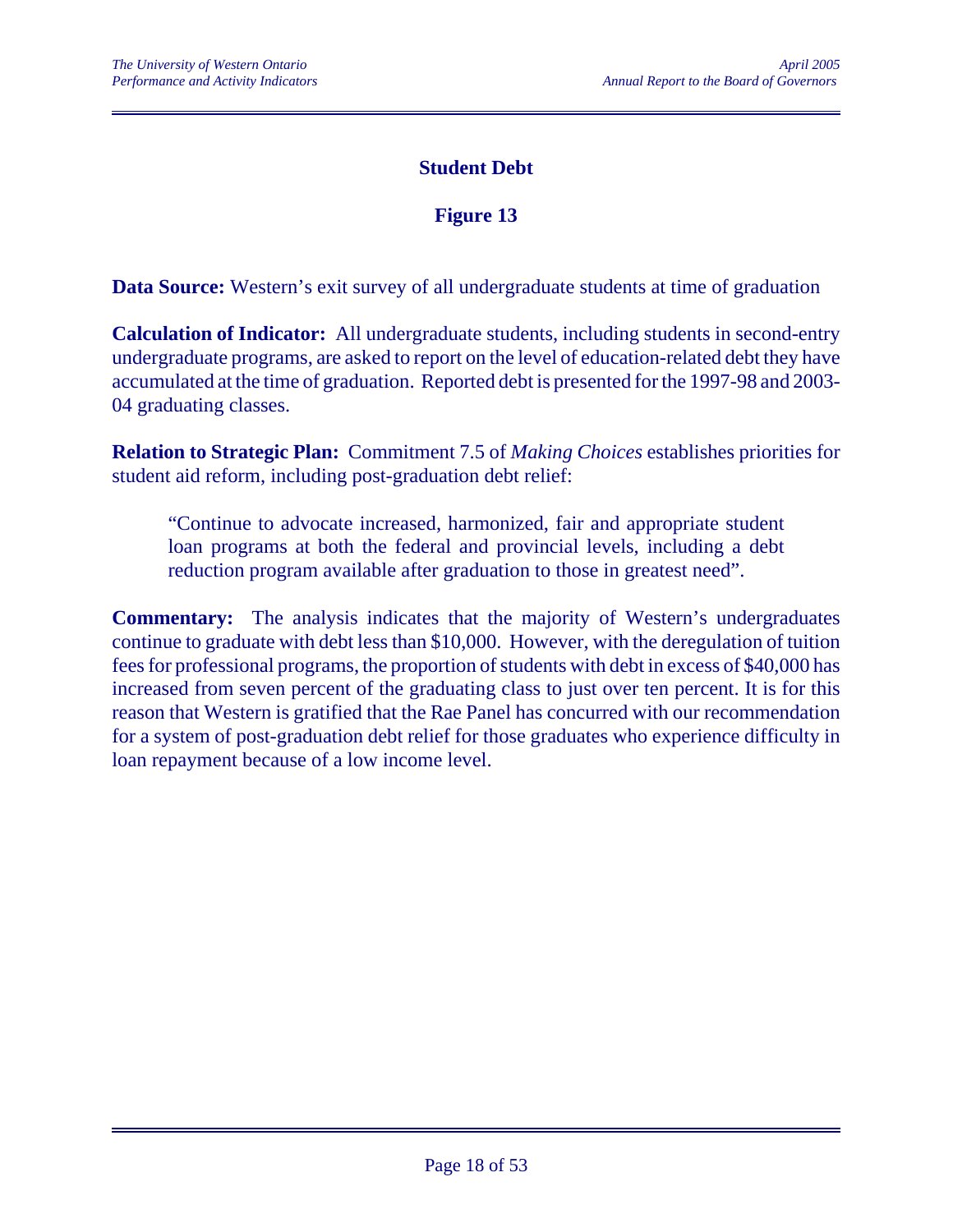## Student Debt

## Figure 13

**Data Source:** Western's exit survey of all undergraduate students at time of graduation

**Calculation of Indicator:** All undergraduate students, including students in second-entry undergraduate programs, are asked to report on the level of education-related debt they have accumulated at the time of graduation. Reported debt is presented for the 1997-98 and 2003-04 graduating classes.

**Relation to Strategic Plan:** Commitment 7.5 of *Making Choices* establishes priorities for student aid reform, including post-graduation debt relief:

> "Continue to advocate increased, harmonized, fair and appropriate student loan programs at both the federal and provincial levels, including a debt reduction program available after graduation to those in greatest need".

**Commentary:** The analysis indicates that the majority of Western's undergraduates continue to graduate with debt less than $10,000. However, with the deregulation of tuition fees for professional programs, the proportion of students with debt in excess of $40,000 has increased from seven percent of the graduating class to just over ten percent. It is for this reason that Western is gratified that the Rae Panel has concurred with our recommendation for a system of post-graduation debt relief for those graduates who experience difficulty in loan repayment because of a low income level.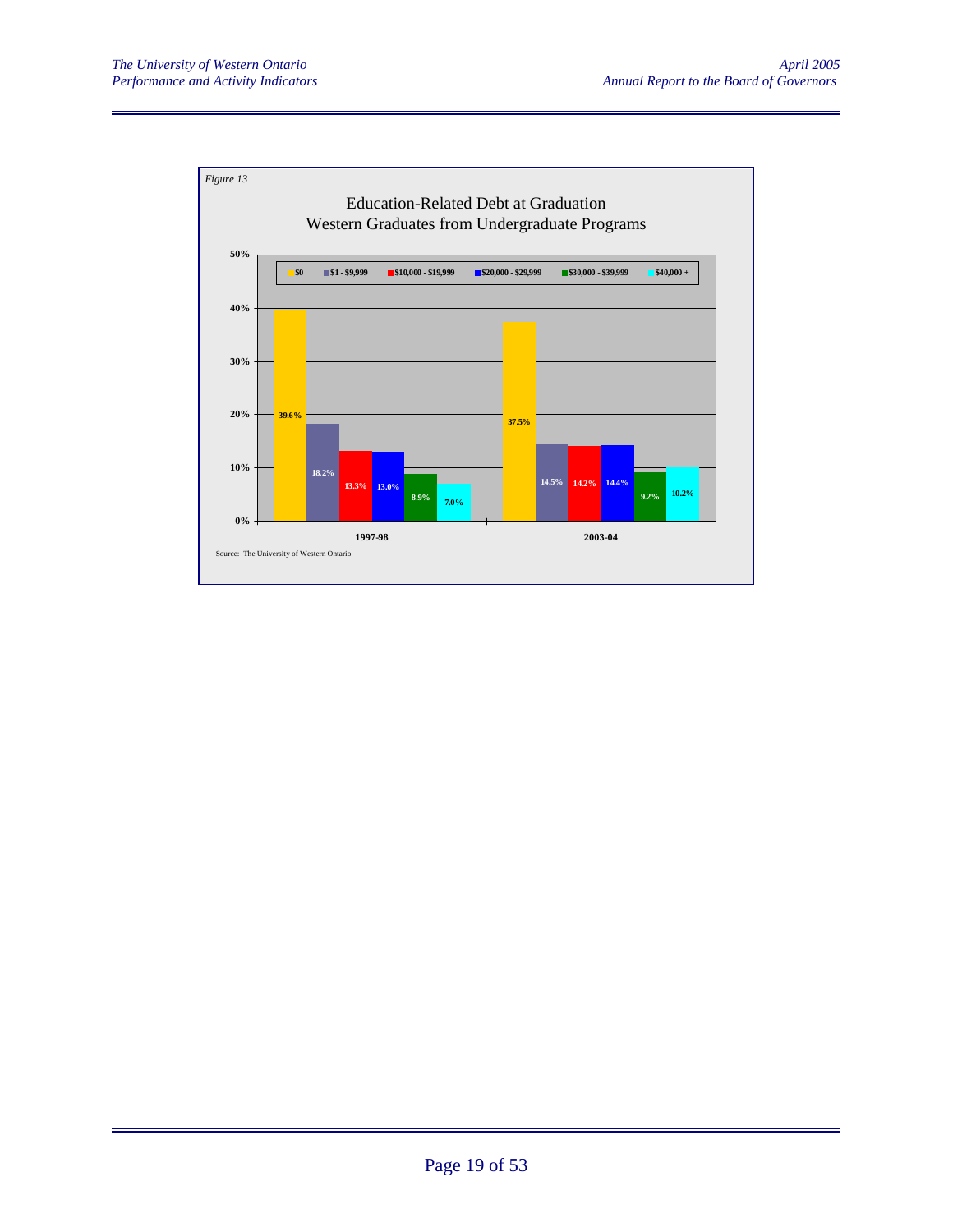*Figure 13*

## Education-Related Debt at Graduation
## Western Graduates from Undergraduate Programs

| Debt Level | 1997-98 | 2003-04 |
|---|---|---|
| $0 | 39.6% | 37.5% |
| $1 - $9,999 | 18.2% | 14.5% |
| $10,000 - $19,999 | 13.3% | 14.2% |
| $20,000 - $29,999 | 13.0% | 14.4% |
| $30,000 - $39,999 | 8.9% | 9.2% |
| $40,000 + | 7.0% | 10.2% |

Source: The University of Western Ontario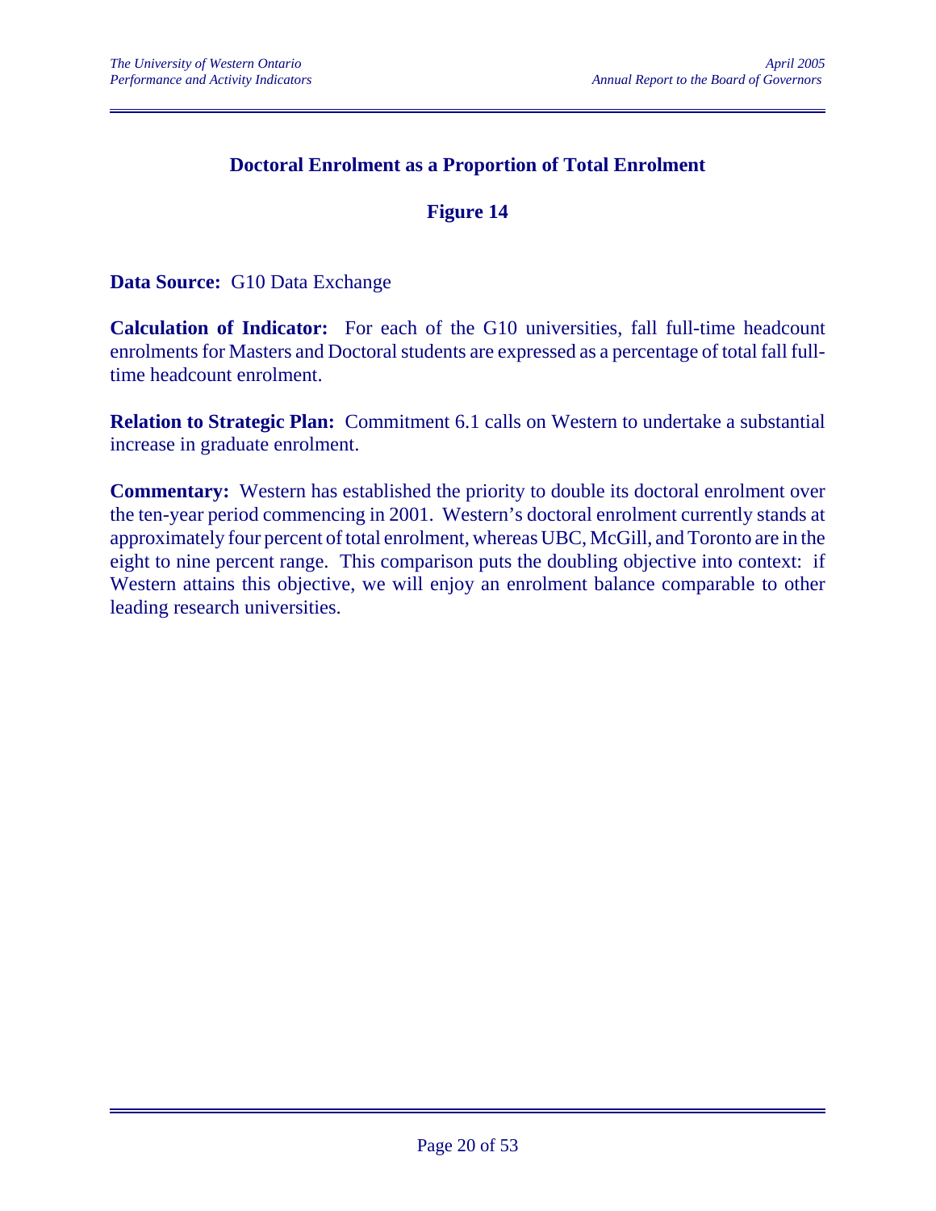## Doctoral Enrolment as a Proportion of Total Enrolment

### Figure 14

**Data Source:** G10 Data Exchange

**Calculation of Indicator:** For each of the G10 universities, fall full-time headcount enrolments for Masters and Doctoral students are expressed as a percentage of total fall full-time headcount enrolment.

**Relation to Strategic Plan:** Commitment 6.1 calls on Western to undertake a substantial increase in graduate enrolment.

**Commentary:** Western has established the priority to double its doctoral enrolment over the ten-year period commencing in 2001. Western's doctoral enrolment currently stands at approximately four percent of total enrolment, whereas UBC, McGill, and Toronto are in the eight to nine percent range. This comparison puts the doubling objective into context: if Western attains this objective, we will enjoy an enrolment balance comparable to other leading research universities.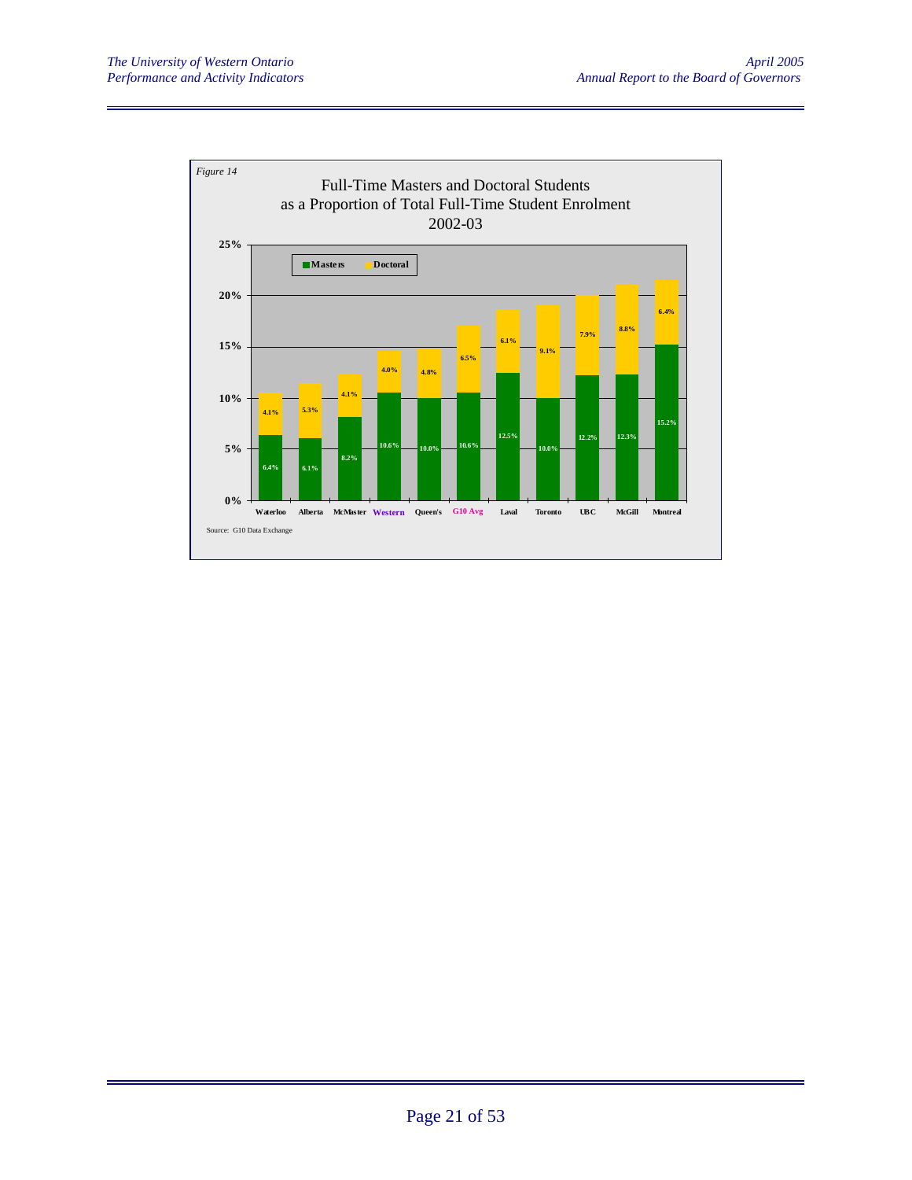*Figure 14*

Full-Time Masters and Doctoral Students as a Proportion of Total Full-Time Student Enrolment 2002-03

| | Masters | Doctoral |
|---|---|---|
| Waterloo | 6.4% | 4.1% |
| Alberta | 6.1% | 5.3% |
| McMaster | 8.2% | 4.1% |
| Western | 10.6% | 4.0% |
| Queen's | 10.0% | 4.8% |
| G10 Avg | 10.6% | 6.5% |
| Laval | 12.5% | 6.1% |
| Toronto | 10.0% | 9.1% |
| UBC | 12.2% | 7.9% |
| McGill | 12.3% | 8.8% |
| Montreal | 15.2% | 6.4% |

Source: G10 Data Exchange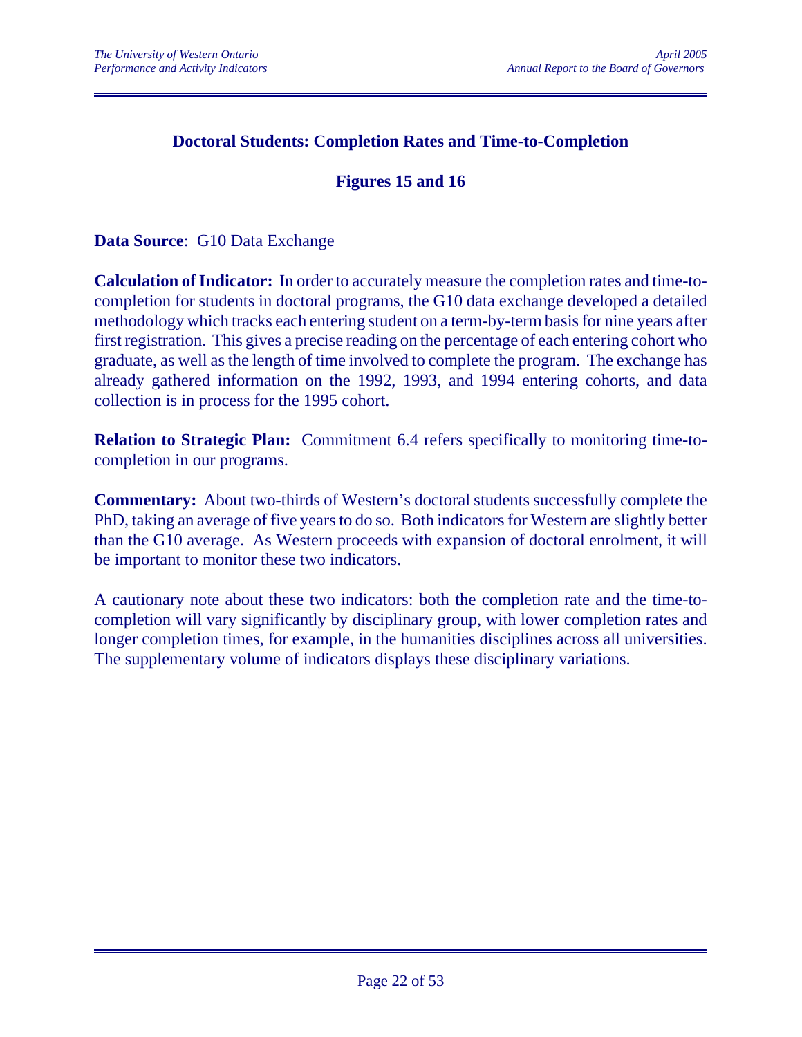## Doctoral Students: Completion Rates and Time-to-Completion

### Figures 15 and 16

**Data Source**: G10 Data Exchange

**Calculation of Indicator:** In order to accurately measure the completion rates and time-to-completion for students in doctoral programs, the G10 data exchange developed a detailed methodology which tracks each entering student on a term-by-term basis for nine years after first registration. This gives a precise reading on the percentage of each entering cohort who graduate, as well as the length of time involved to complete the program. The exchange has already gathered information on the 1992, 1993, and 1994 entering cohorts, and data collection is in process for the 1995 cohort.

**Relation to Strategic Plan:** Commitment 6.4 refers specifically to monitoring time-to-completion in our programs.

**Commentary:** About two-thirds of Western's doctoral students successfully complete the PhD, taking an average of five years to do so. Both indicators for Western are slightly better than the G10 average. As Western proceeds with expansion of doctoral enrolment, it will be important to monitor these two indicators.

A cautionary note about these two indicators: both the completion rate and the time-to-completion will vary significantly by disciplinary group, with lower completion rates and longer completion times, for example, in the humanities disciplines across all universities. The supplementary volume of indicators displays these disciplinary variations.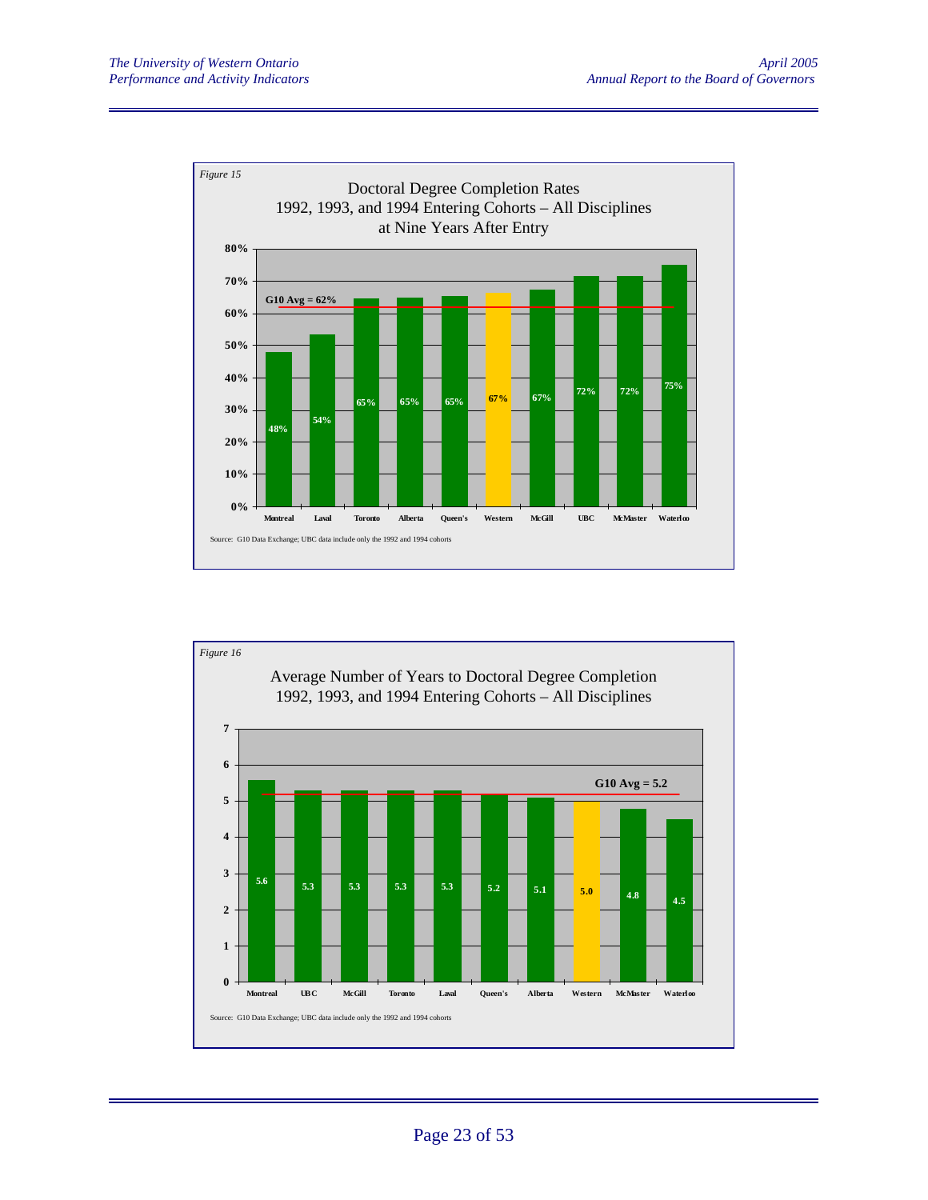*Figure 15*

Doctoral Degree Completion Rates
1992, 1993, and 1994 Entering Cohorts – All Disciplines
at Nine Years After Entry

| Institution | Completion Rate |
| --- | --- |
| Montreal | 48% |
| Laval | 54% |
| Toronto | 65% |
| Alberta | 65% |
| Queen's | 65% |
| Western | 67% |
| McGill | 67% |
| UBC | 72% |
| McMaster | 72% |
| Waterloo | 75% |

G10 Avg = 62%

Source: G10 Data Exchange; UBC data include only the 1992 and 1994 cohorts

*Figure 16*

Average Number of Years to Doctoral Degree Completion
1992, 1993, and 1994 Entering Cohorts – All Disciplines

| Institution | Average Years |
| --- | --- |
| Montreal | 5.6 |
| UBC | 5.3 |
| McGill | 5.3 |
| Toronto | 5.3 |
| Laval | 5.3 |
| Queen's | 5.2 |
| Alberta | 5.1 |
| Western | 5.0 |
| McMaster | 4.8 |
| Waterloo | 4.5 |

G10 Avg = 5.2

Source: G10 Data Exchange; UBC data include only the 1992 and 1994 cohorts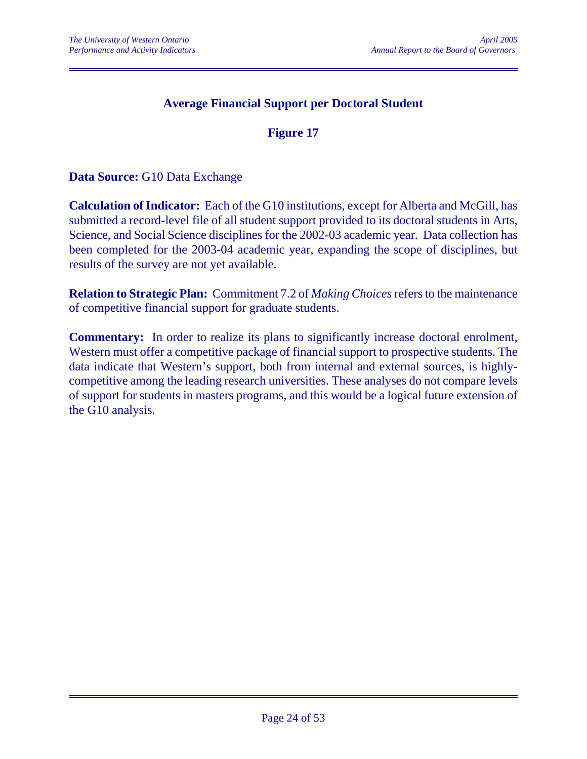## Average Financial Support per Doctoral Student

### Figure 17

**Data Source:** G10 Data Exchange

**Calculation of Indicator:** Each of the G10 institutions, except for Alberta and McGill, has submitted a record-level file of all student support provided to its doctoral students in Arts, Science, and Social Science disciplines for the 2002-03 academic year. Data collection has been completed for the 2003-04 academic year, expanding the scope of disciplines, but results of the survey are not yet available.

**Relation to Strategic Plan:** Commitment 7.2 of *Making Choices* refers to the maintenance of competitive financial support for graduate students.

**Commentary:** In order to realize its plans to significantly increase doctoral enrolment, Western must offer a competitive package of financial support to prospective students. The data indicate that Western's support, both from internal and external sources, is highly-competitive among the leading research universities. These analyses do not compare levels of support for students in masters programs, and this would be a logical future extension of the G10 analysis.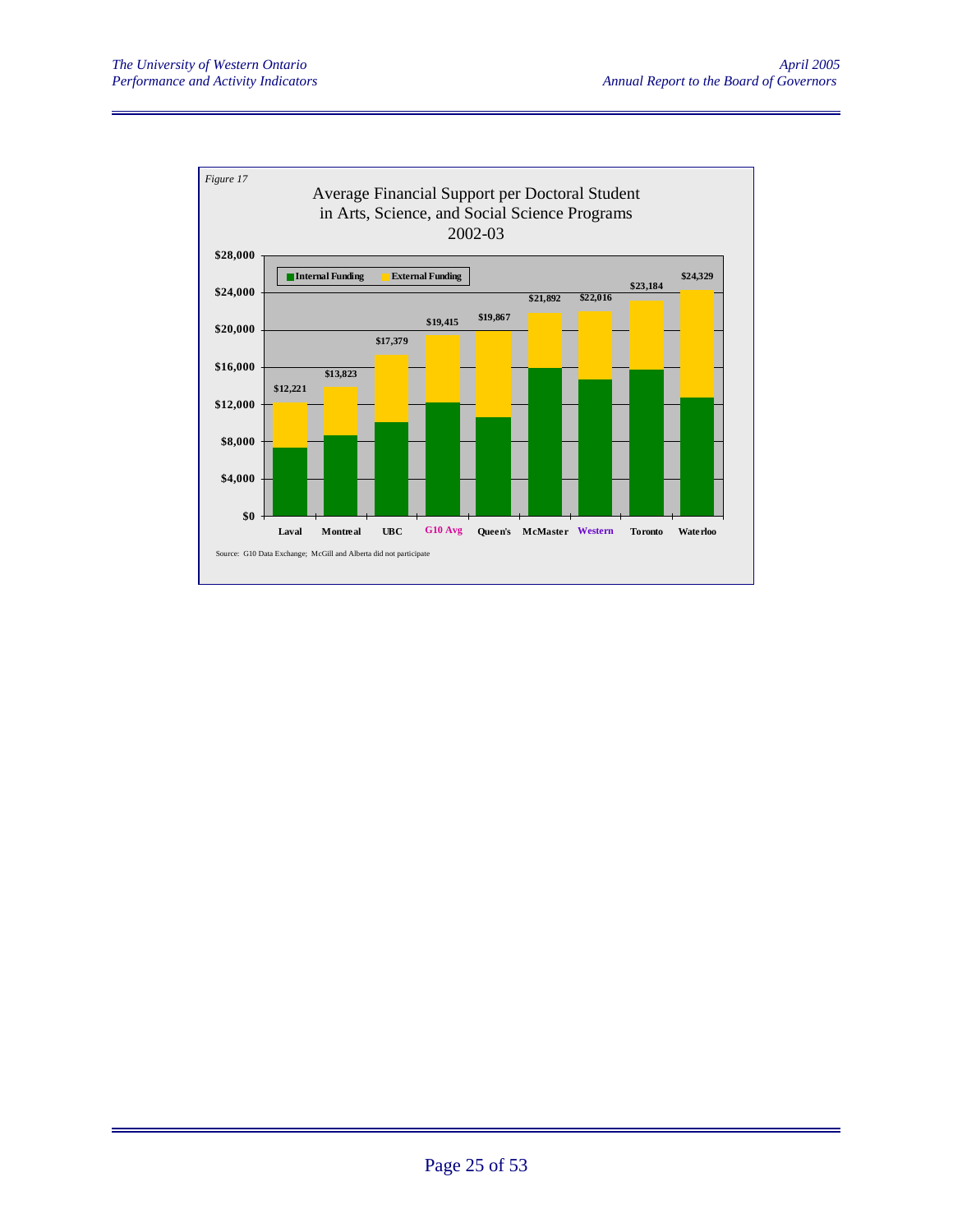*Figure 17*

Average Financial Support per Doctoral Student in Arts, Science, and Social Science Programs 2002-03

| Institution | Total (Internal + External Funding) |
|---|---|
| Laval | $12,221 |
| Montreal | $13,823 |
| UBC | $17,379 |
| G10 Avg | $19,415 |
| Queen's | $19,867 |
| McMaster | $21,892 |
| Western | $22,016 |
| Toronto | $23,184 |
| Waterloo | $24,329 |

Source: G10 Data Exchange; McGill and Alberta did not participate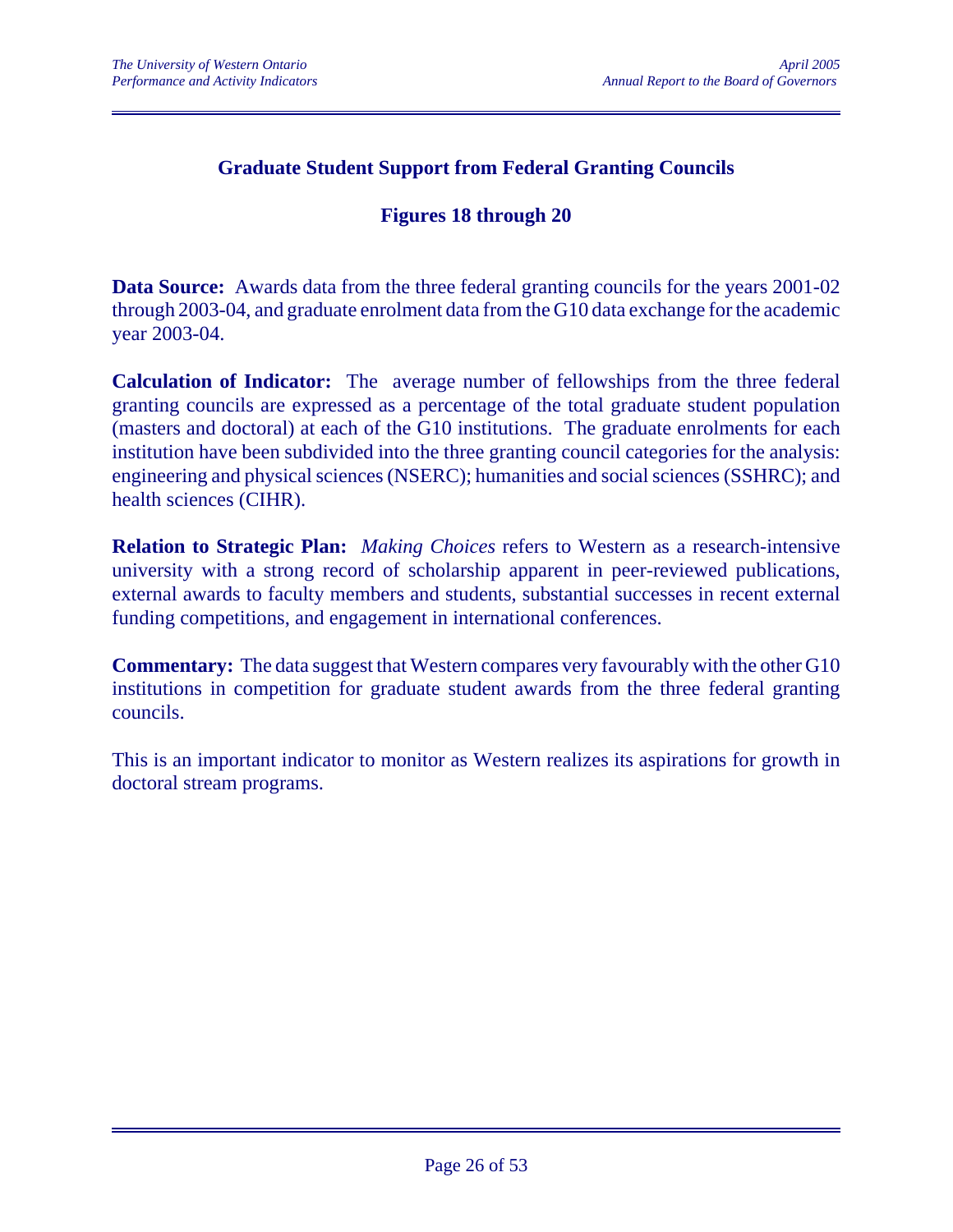## Graduate Student Support from Federal Granting Councils

### Figures 18 through 20

**Data Source:** Awards data from the three federal granting councils for the years 2001-02 through 2003-04, and graduate enrolment data from the G10 data exchange for the academic year 2003-04.

**Calculation of Indicator:** The average number of fellowships from the three federal granting councils are expressed as a percentage of the total graduate student population (masters and doctoral) at each of the G10 institutions. The graduate enrolments for each institution have been subdivided into the three granting council categories for the analysis: engineering and physical sciences (NSERC); humanities and social sciences (SSHRC); and health sciences (CIHR).

**Relation to Strategic Plan:** *Making Choices* refers to Western as a research-intensive university with a strong record of scholarship apparent in peer-reviewed publications, external awards to faculty members and students, substantial successes in recent external funding competitions, and engagement in international conferences.

**Commentary:** The data suggest that Western compares very favourably with the other G10 institutions in competition for graduate student awards from the three federal granting councils.

This is an important indicator to monitor as Western realizes its aspirations for growth in doctoral stream programs.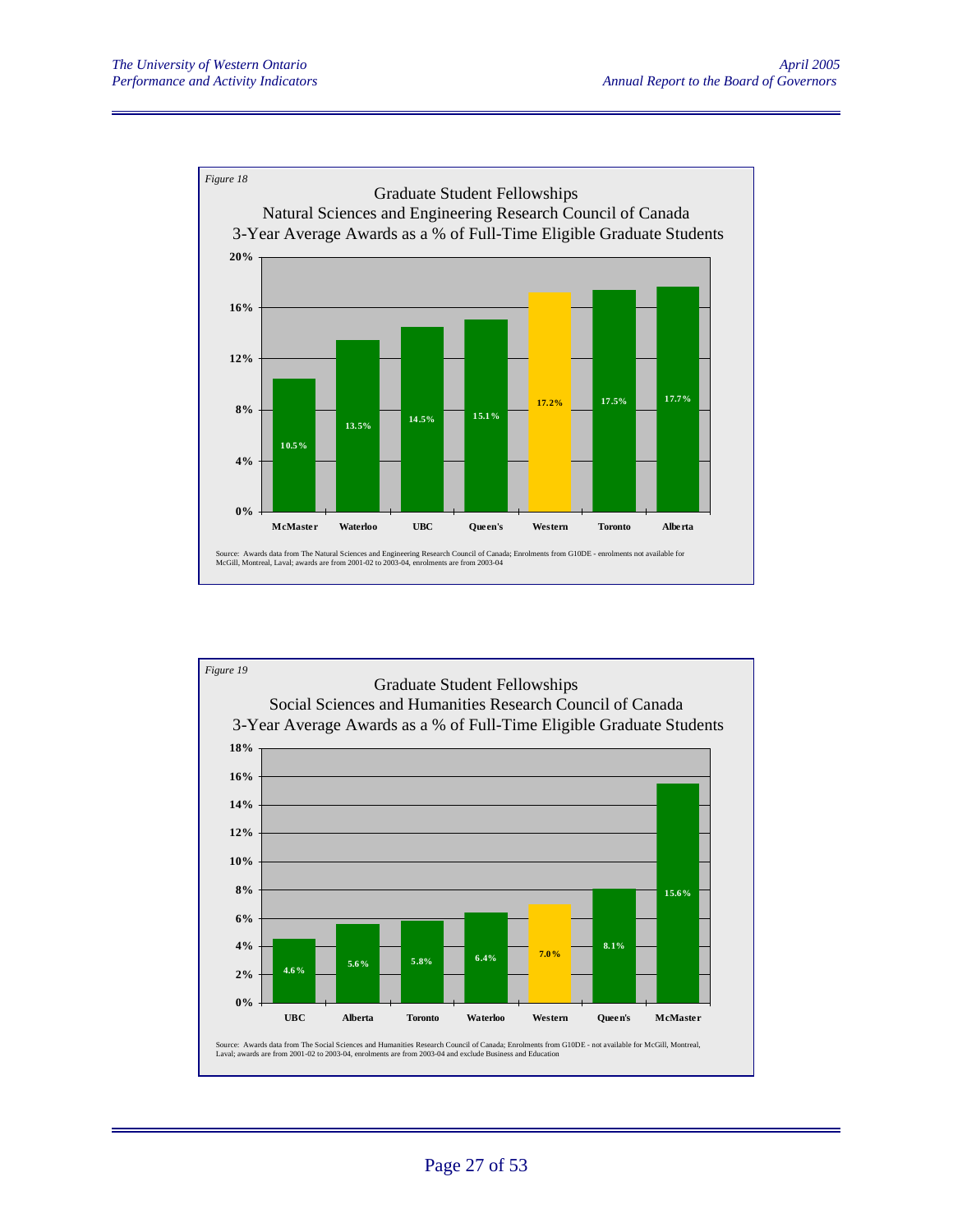*Figure 18*

Graduate Student Fellowships
Natural Sciences and Engineering Research Council of Canada
3-Year Average Awards as a % of Full-Time Eligible Graduate Students

| University | % |
|---|---|
| McMaster | 10.5% |
| Waterloo | 13.5% |
| UBC | 14.5% |
| Queen's | 15.1% |
| Western | 17.2% |
| Toronto | 17.5% |
| Alberta | 17.7% |

Source: Awards data from The Natural Sciences and Engineering Research Council of Canada; Enrolments from G10DE - enrolments not available for McGill, Montreal, Laval; awards are from 2001-02 to 2003-04, enrolments are from 2003-04

*Figure 19*

Graduate Student Fellowships
Social Sciences and Humanities Research Council of Canada
3-Year Average Awards as a % of Full-Time Eligible Graduate Students

| University | % |
|---|---|
| UBC | 4.6% |
| Alberta | 5.6% |
| Toronto | 5.8% |
| Waterloo | 6.4% |
| Western | 7.0% |
| Queen's | 8.1% |
| McMaster | 15.6% |

Source: Awards data from The Social Sciences and Humanities Research Council of Canada; Enrolments from G10DE - not available for McGill, Montreal, Laval; awards are from 2001-02 to 2003-04, enrolments are from 2003-04 and exclude Business and Education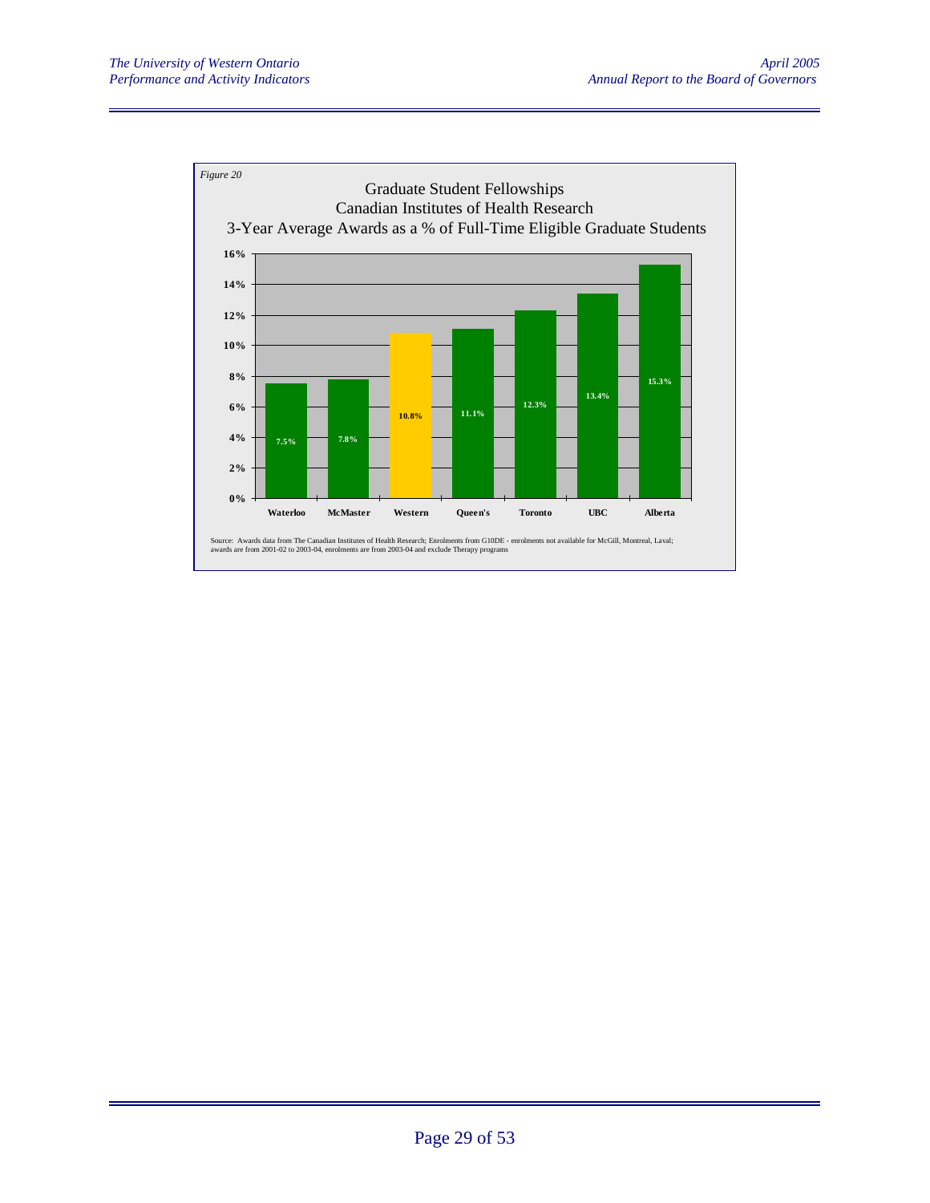*Figure 20*

## Graduate Student Fellowships
## Canadian Institutes of Health Research
## 3-Year Average Awards as a % of Full-Time Eligible Graduate Students

| University | % |
|---|---|
| Waterloo | 7.5% |
| McMaster | 7.8% |
| Western | 10.8% |
| Queen's | 11.1% |
| Toronto | 12.3% |
| UBC | 13.4% |
| Alberta | 15.3% |

Source: Awards data from The Canadian Institutes of Health Research; Enrolments from G10DE - enrolments not available for McGill, Montreal, Laval; awards are from 2001-02 to 2003-04, enrolments are from 2003-04 and exclude Therapy programs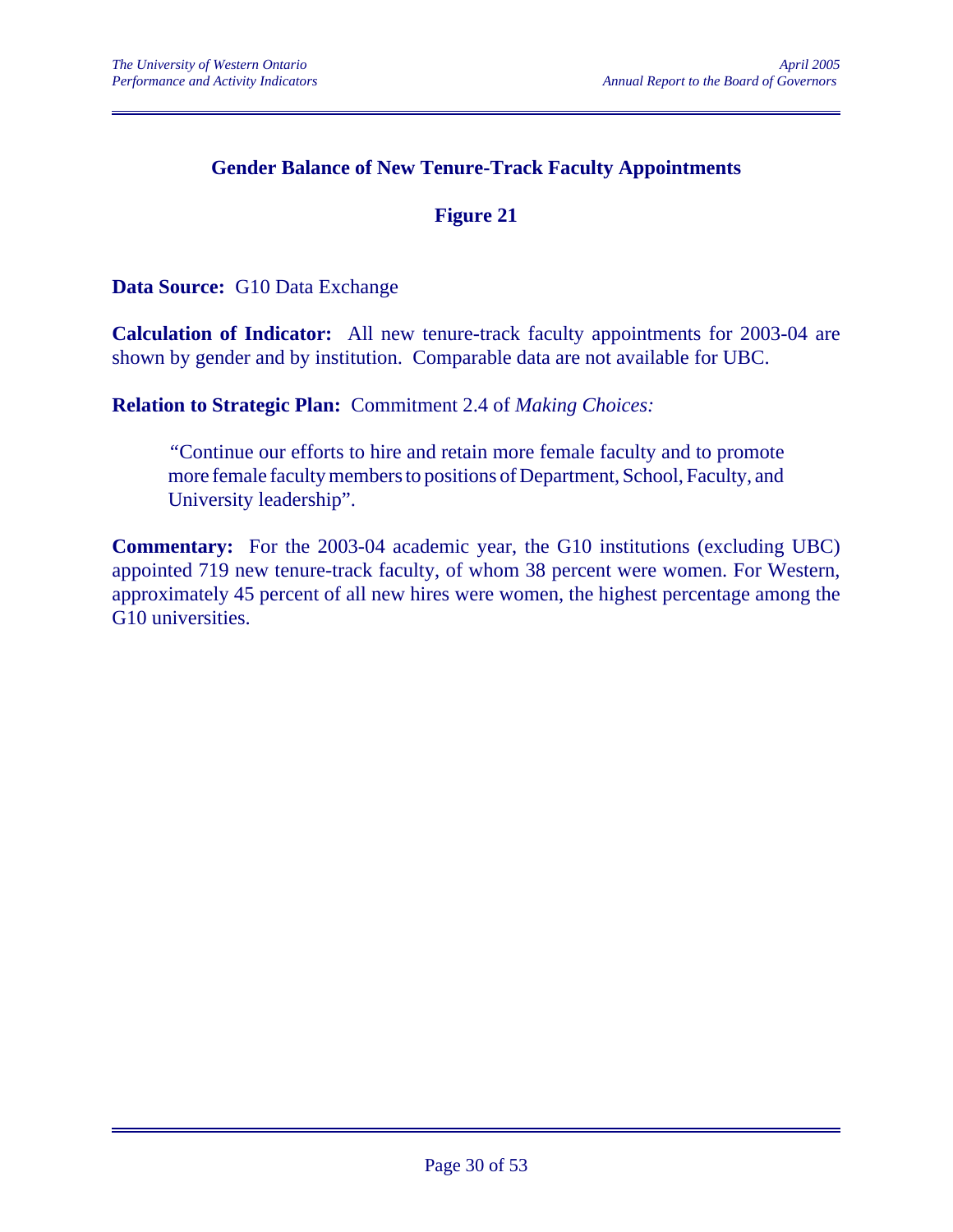## Gender Balance of New Tenure-Track Faculty Appointments

### Figure 21

**Data Source:** G10 Data Exchange

**Calculation of Indicator:** All new tenure-track faculty appointments for 2003-04 are shown by gender and by institution. Comparable data are not available for UBC.

**Relation to Strategic Plan:** Commitment 2.4 of *Making Choices:*

> "Continue our efforts to hire and retain more female faculty and to promote more female faculty members to positions of Department, School, Faculty, and University leadership".

**Commentary:** For the 2003-04 academic year, the G10 institutions (excluding UBC) appointed 719 new tenure-track faculty, of whom 38 percent were women. For Western, approximately 45 percent of all new hires were women, the highest percentage among the G10 universities.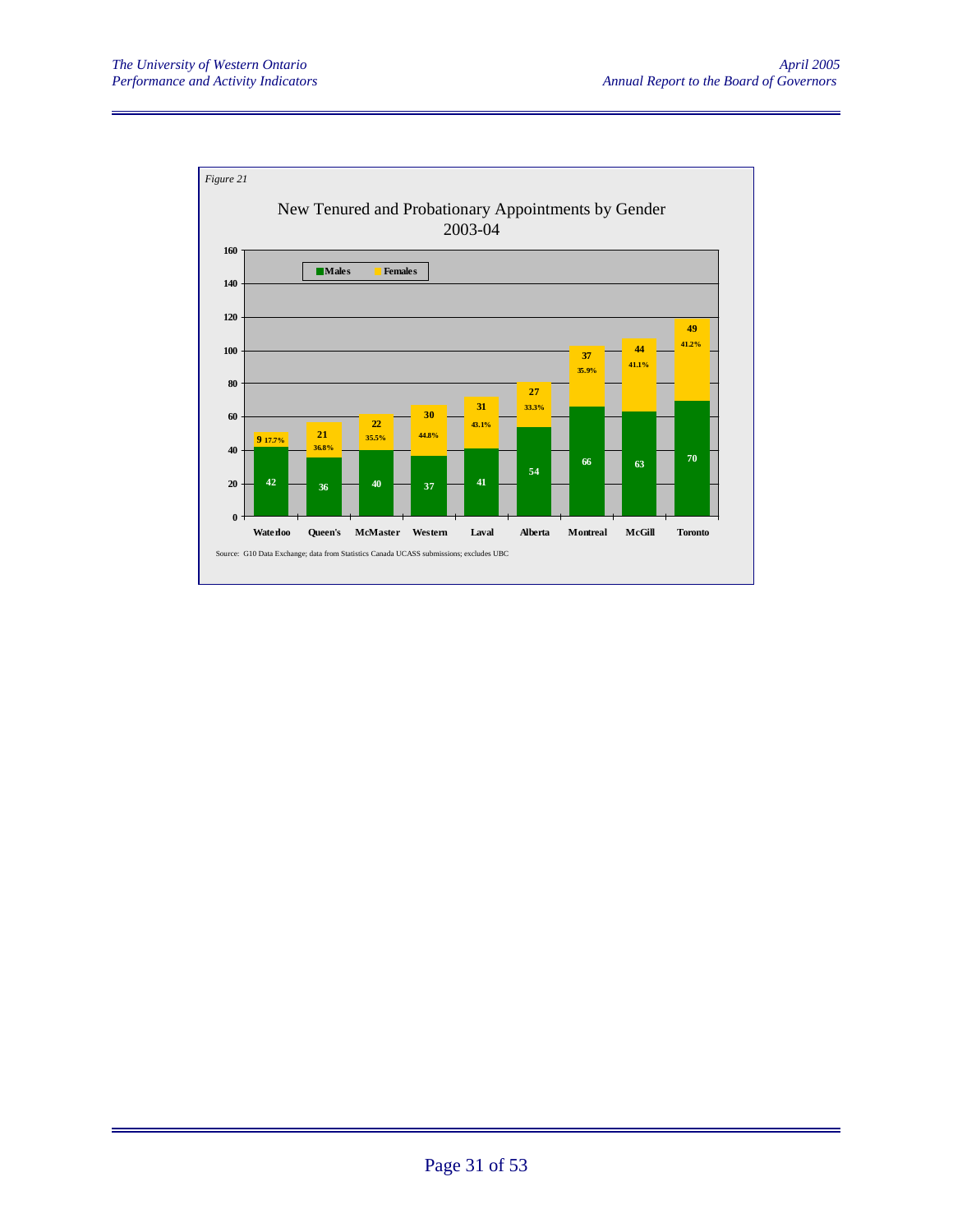*Figure 21*

## New Tenured and Probationary Appointments by Gender 2003-04

| Institution | Males | Females | Females % |
|---|---|---|---|
| Waterloo | 42 | 9 | 17.7% |
| Queen's | 36 | 21 | 36.8% |
| McMaster | 40 | 22 | 35.5% |
| Western | 37 | 30 | 44.8% |
| Laval | 41 | 31 | 43.1% |
| Alberta | 54 | 27 | 33.3% |
| Montreal | 66 | 37 | 35.9% |
| McGill | 63 | 44 | 41.1% |
| Toronto | 70 | 49 | 41.2% |

Source: G10 Data Exchange; data from Statistics Canada UCASS submissions; excludes UBC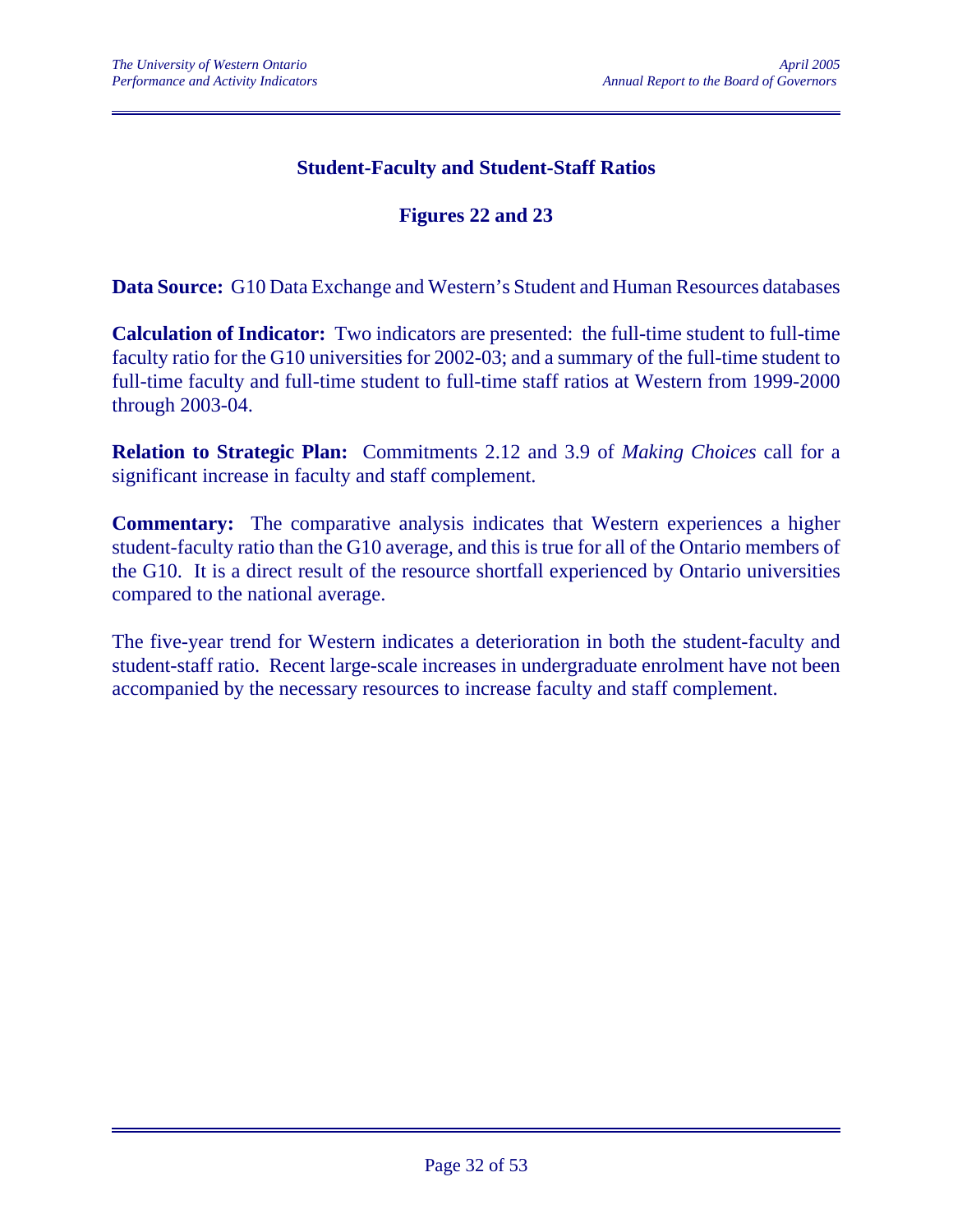## Student-Faculty and Student-Staff Ratios

## Figures 22 and 23

**Data Source:** G10 Data Exchange and Western's Student and Human Resources databases

**Calculation of Indicator:** Two indicators are presented: the full-time student to full-time faculty ratio for the G10 universities for 2002-03; and a summary of the full-time student to full-time faculty and full-time student to full-time staff ratios at Western from 1999-2000 through 2003-04.

**Relation to Strategic Plan:** Commitments 2.12 and 3.9 of *Making Choices* call for a significant increase in faculty and staff complement.

**Commentary:** The comparative analysis indicates that Western experiences a higher student-faculty ratio than the G10 average, and this is true for all of the Ontario members of the G10. It is a direct result of the resource shortfall experienced by Ontario universities compared to the national average.

The five-year trend for Western indicates a deterioration in both the student-faculty and student-staff ratio. Recent large-scale increases in undergraduate enrolment have not been accompanied by the necessary resources to increase faculty and staff complement.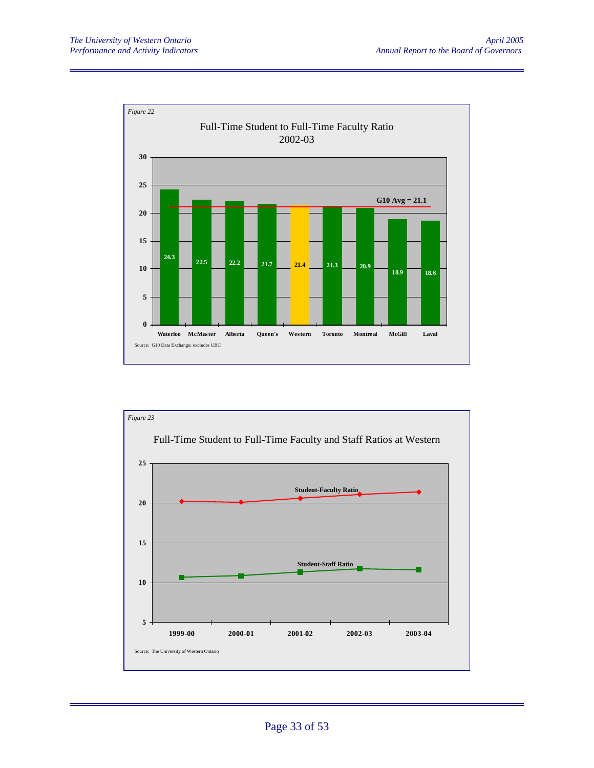*Figure 22*

Full-Time Student to Full-Time Faculty Ratio 2002-03

| University | Ratio |
|---|---|
| Waterloo | 24.3 |
| McMaster | 22.5 |
| Alberta | 22.2 |
| Queen's | 21.7 |
| Western | 21.4 |
| Toronto | 21.3 |
| Montreal | 20.9 |
| McGill | 18.9 |
| Laval | 18.6 |

G10 Avg = 21.1

Source: G10 Data Exchange; excludes UBC

*Figure 23*

Full-Time Student to Full-Time Faculty and Staff Ratios at Western

Student-Faculty Ratio

Student-Staff Ratio

Source: The University of Western Ontario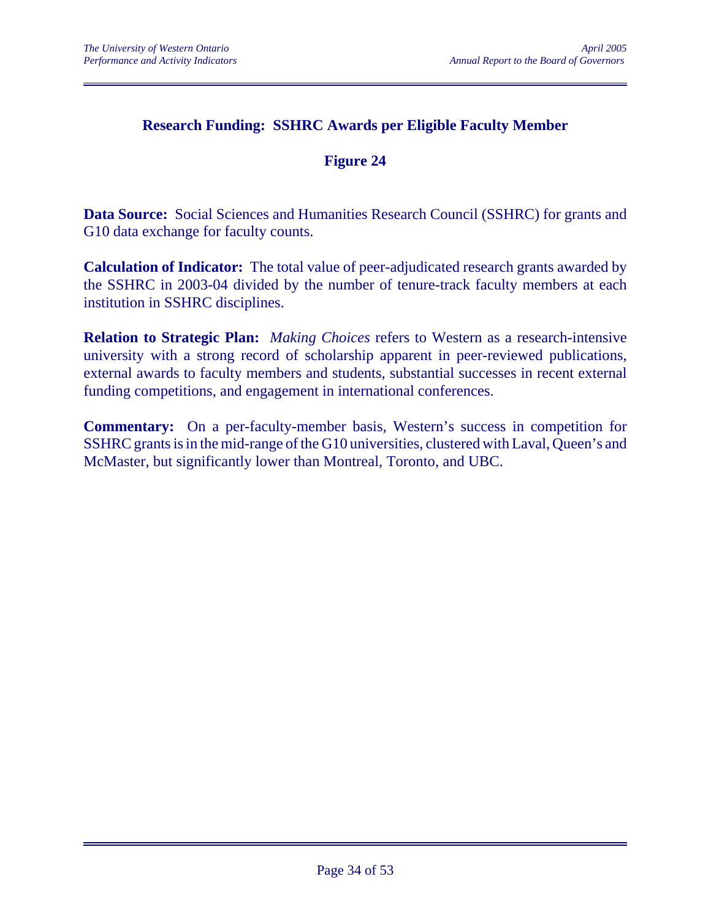## Research Funding: SSHRC Awards per Eligible Faculty Member

### Figure 24

**Data Source:** Social Sciences and Humanities Research Council (SSHRC) for grants and G10 data exchange for faculty counts.

**Calculation of Indicator:** The total value of peer-adjudicated research grants awarded by the SSHRC in 2003-04 divided by the number of tenure-track faculty members at each institution in SSHRC disciplines.

**Relation to Strategic Plan:** *Making Choices* refers to Western as a research-intensive university with a strong record of scholarship apparent in peer-reviewed publications, external awards to faculty members and students, substantial successes in recent external funding competitions, and engagement in international conferences.

**Commentary:** On a per-faculty-member basis, Western's success in competition for SSHRC grants is in the mid-range of the G10 universities, clustered with Laval, Queen's and McMaster, but significantly lower than Montreal, Toronto, and UBC.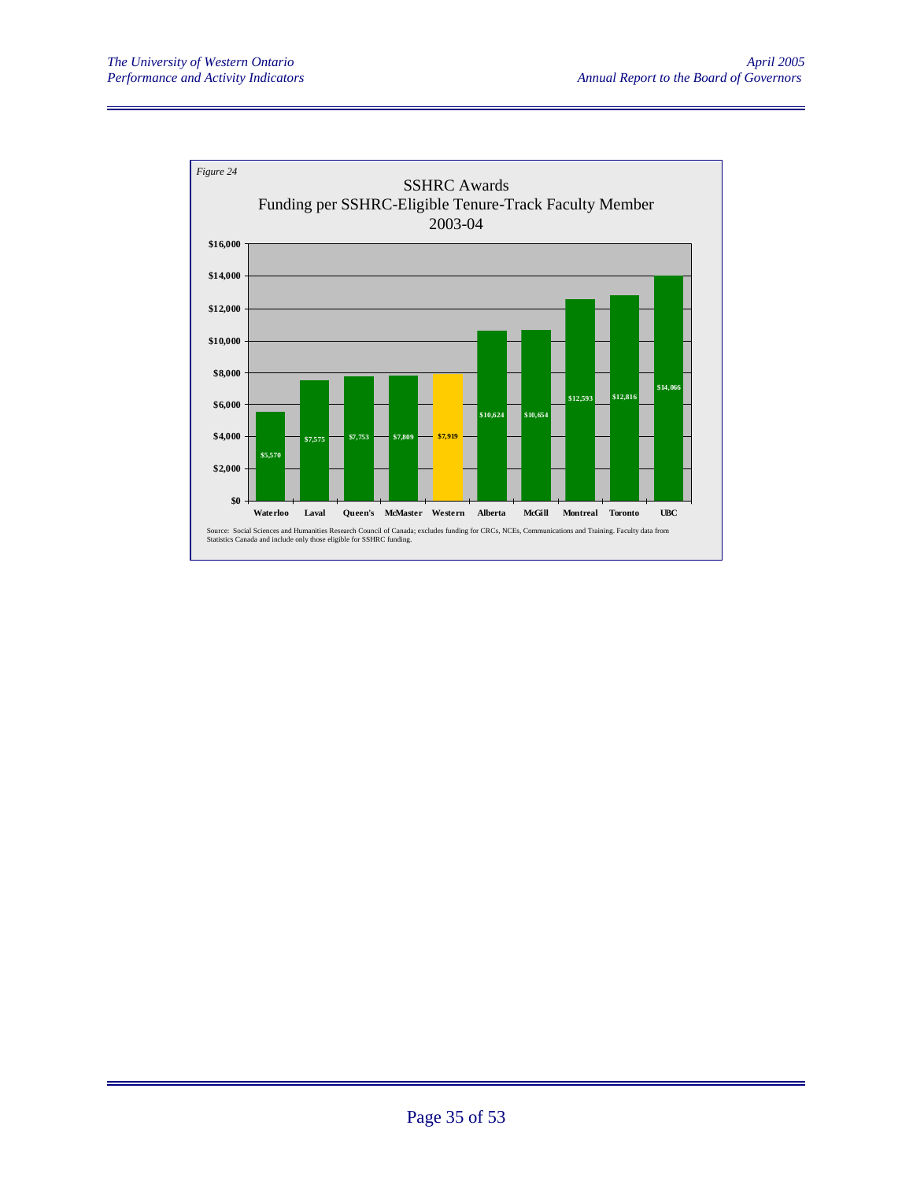*Figure 24*

SSHRC Awards
Funding per SSHRC-Eligible Tenure-Track Faculty Member
2003-04

| University | Funding |
| --- | --- |
| Waterloo | $5,570 |
| Laval | $7,575 |
| Queen's | $7,753 |
| McMaster | $7,809 |
| Western | $7,919 |
| Alberta | $10,624 |
| McGill | $10,654 |
| Montreal | $12,593 |
| Toronto | $12,816 |
| UBC | $14,066 |

Source: Social Sciences and Humanities Research Council of Canada; excludes funding for CRCs, NCEs, Communications and Training. Faculty data from Statistics Canada and include only those eligible for SSHRC funding.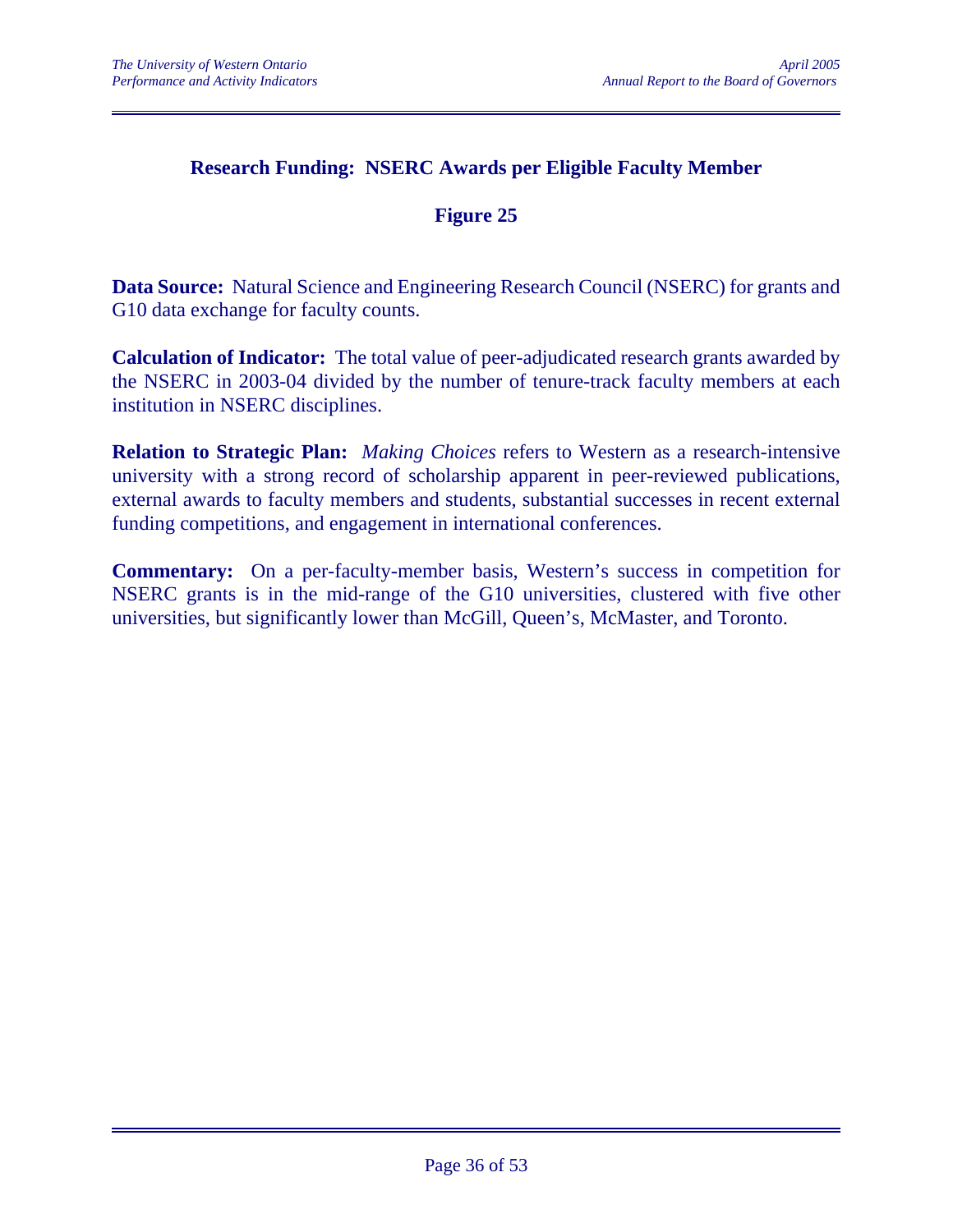## Research Funding: NSERC Awards per Eligible Faculty Member

### Figure 25

**Data Source:** Natural Science and Engineering Research Council (NSERC) for grants and G10 data exchange for faculty counts.

**Calculation of Indicator:** The total value of peer-adjudicated research grants awarded by the NSERC in 2003-04 divided by the number of tenure-track faculty members at each institution in NSERC disciplines.

**Relation to Strategic Plan:** *Making Choices* refers to Western as a research-intensive university with a strong record of scholarship apparent in peer-reviewed publications, external awards to faculty members and students, substantial successes in recent external funding competitions, and engagement in international conferences.

**Commentary:** On a per-faculty-member basis, Western's success in competition for NSERC grants is in the mid-range of the G10 universities, clustered with five other universities, but significantly lower than McGill, Queen's, McMaster, and Toronto.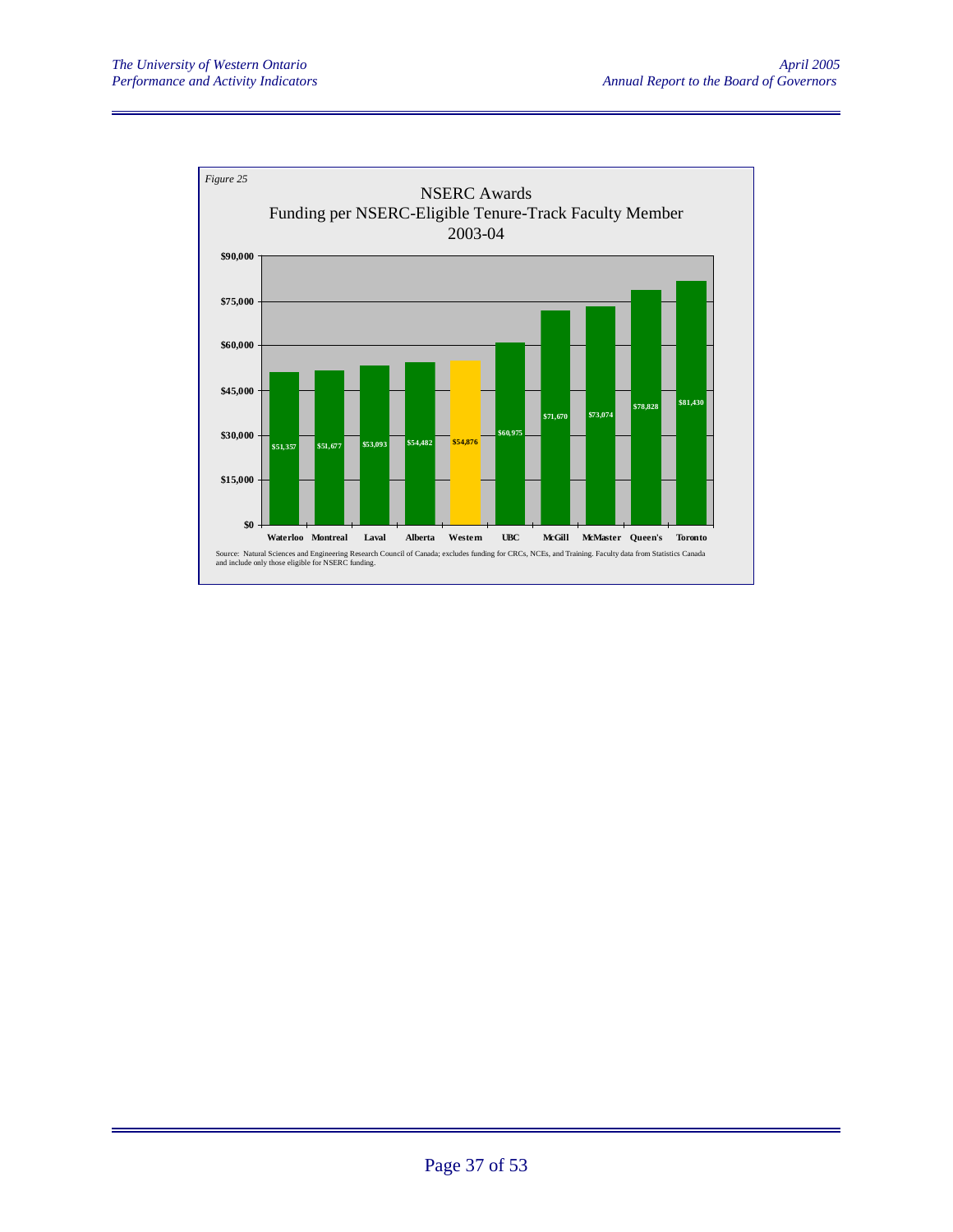*Figure 25*

NSERC Awards
Funding per NSERC-Eligible Tenure-Track Faculty Member
2003-04

| Institution | Funding |
|---|---|
| Waterloo | $51,357 |
| Montreal | $51,677 |
| Laval | $53,093 |
| Alberta | $54,482 |
| Western | $54,876 |
| UBC | $60,975 |
| McGill | $71,670 |
| McMaster | $73,074 |
| Queen's | $78,828 |
| Toronto | $81,430 |

Source: Natural Sciences and Engineering Research Council of Canada; excludes funding for CRCs, NCEs, and Training. Faculty data from Statistics Canada and include only those eligible for NSERC funding.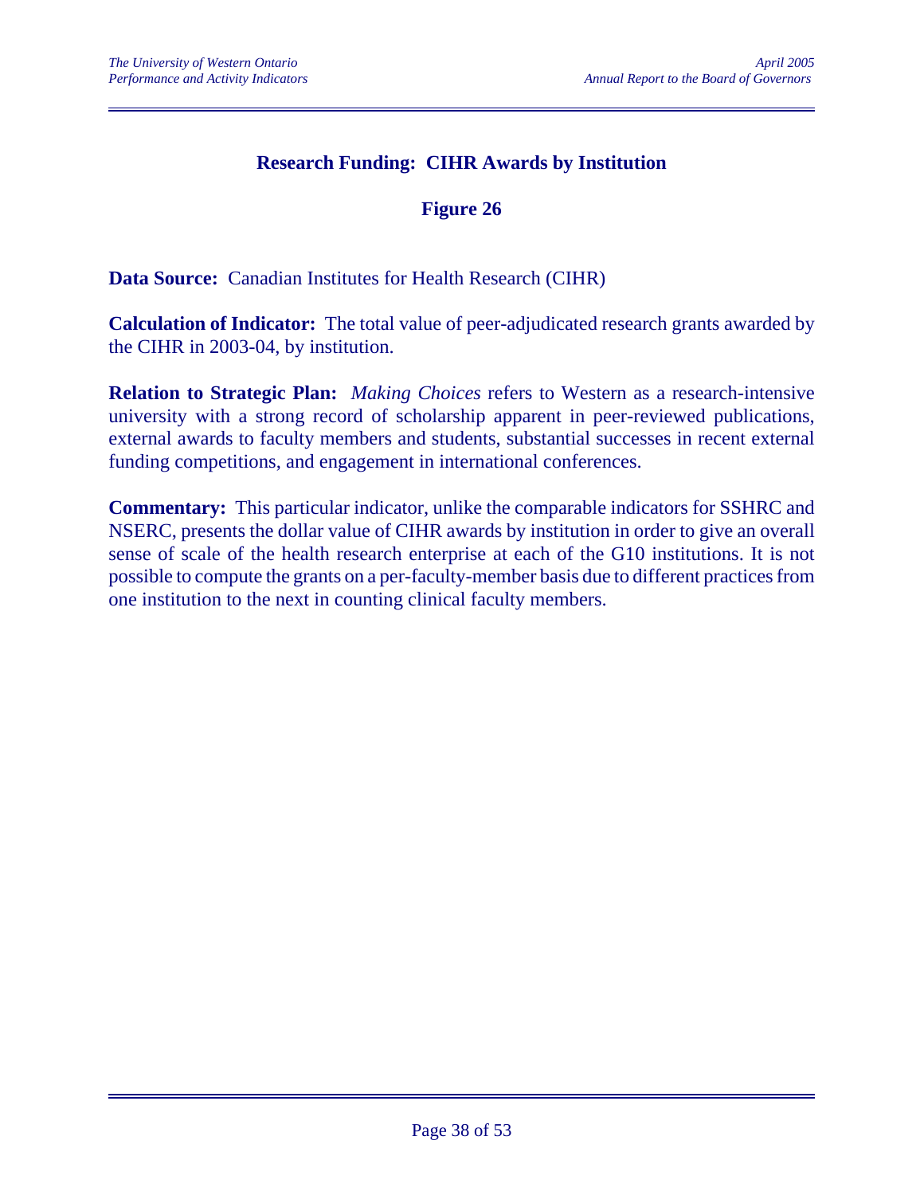## Research Funding: CIHR Awards by Institution

### Figure 26

**Data Source:** Canadian Institutes for Health Research (CIHR)

**Calculation of Indicator:** The total value of peer-adjudicated research grants awarded by the CIHR in 2003-04, by institution.

**Relation to Strategic Plan:** *Making Choices* refers to Western as a research-intensive university with a strong record of scholarship apparent in peer-reviewed publications, external awards to faculty members and students, substantial successes in recent external funding competitions, and engagement in international conferences.

**Commentary:** This particular indicator, unlike the comparable indicators for SSHRC and NSERC, presents the dollar value of CIHR awards by institution in order to give an overall sense of scale of the health research enterprise at each of the G10 institutions. It is not possible to compute the grants on a per-faculty-member basis due to different practices from one institution to the next in counting clinical faculty members.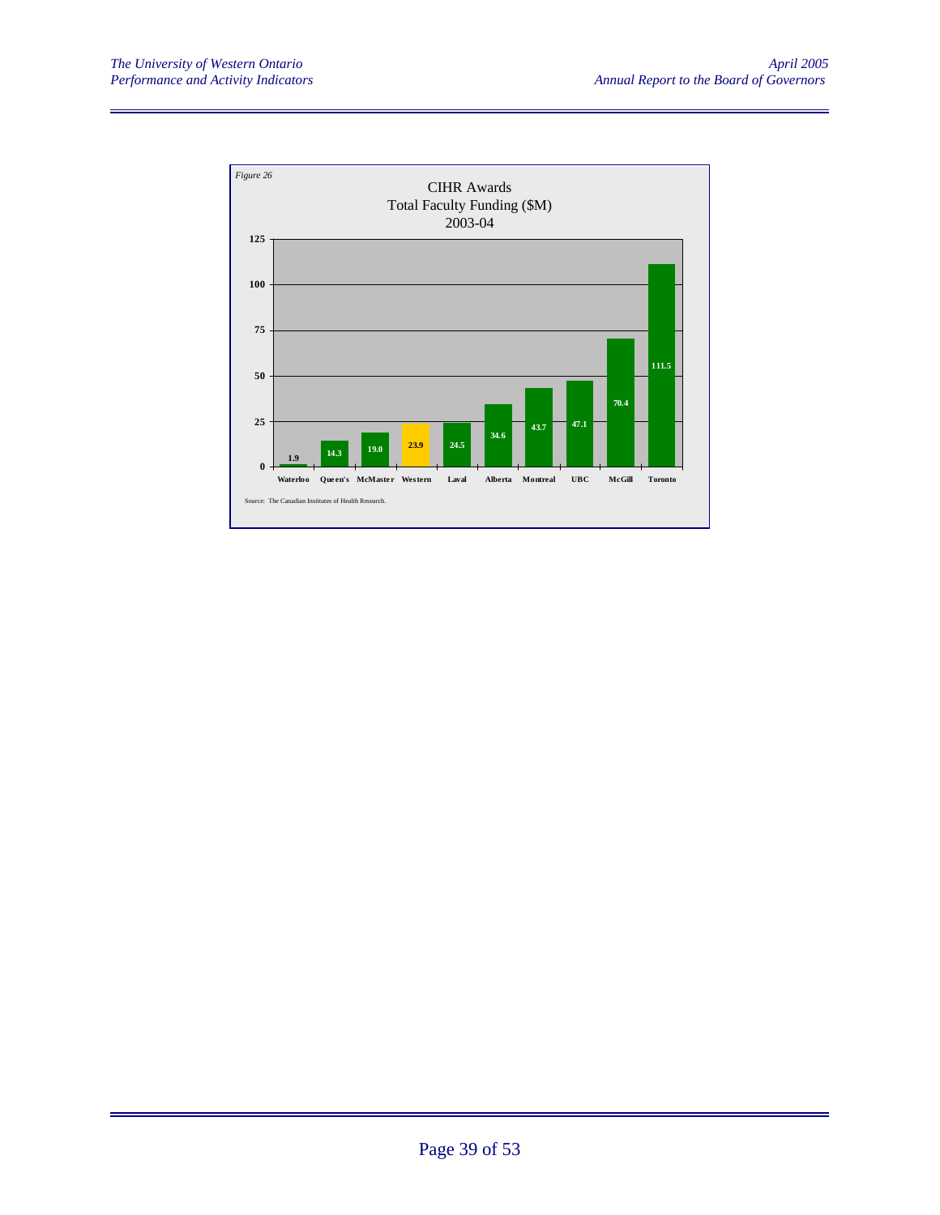*Figure 26*

CIHR Awards
Total Faculty Funding ($M)
2003-04

| University | Funding ($M) |
|---|---|
| Waterloo | 1.9 |
| Queen's | 14.3 |
| McMaster | 19.0 |
| Western | 23.9 |
| Laval | 24.5 |
| Alberta | 34.6 |
| Montreal | 43.7 |
| UBC | 47.1 |
| McGill | 70.4 |
| Toronto | 111.5 |

Source: The Canadian Institutes of Health Research.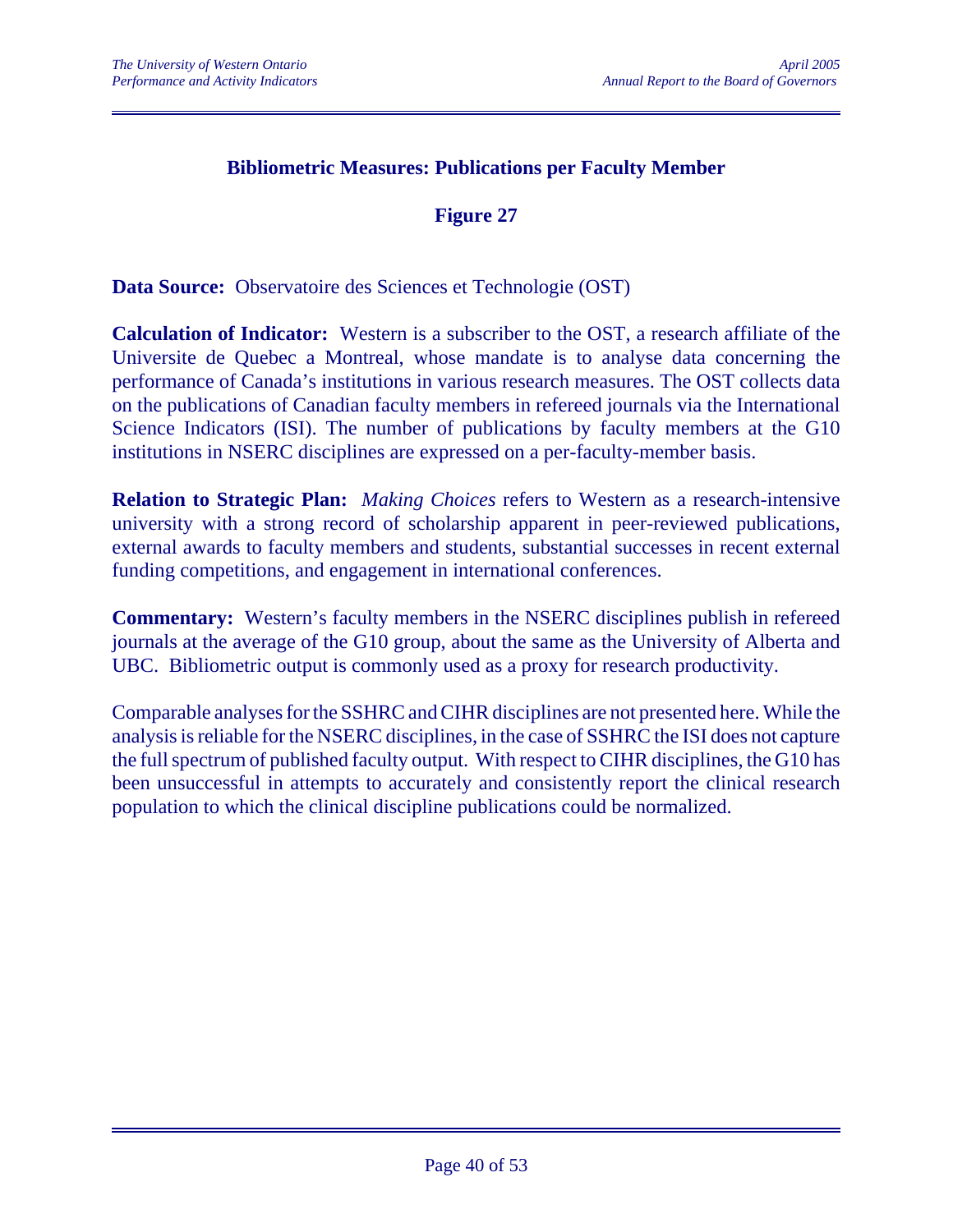## Bibliometric Measures: Publications per Faculty Member

### Figure 27

**Data Source:** Observatoire des Sciences et Technologie (OST)

**Calculation of Indicator:** Western is a subscriber to the OST, a research affiliate of the Universite de Quebec a Montreal, whose mandate is to analyse data concerning the performance of Canada's institutions in various research measures. The OST collects data on the publications of Canadian faculty members in refereed journals via the International Science Indicators (ISI). The number of publications by faculty members at the G10 institutions in NSERC disciplines are expressed on a per-faculty-member basis.

**Relation to Strategic Plan:** *Making Choices* refers to Western as a research-intensive university with a strong record of scholarship apparent in peer-reviewed publications, external awards to faculty members and students, substantial successes in recent external funding competitions, and engagement in international conferences.

**Commentary:** Western's faculty members in the NSERC disciplines publish in refereed journals at the average of the G10 group, about the same as the University of Alberta and UBC. Bibliometric output is commonly used as a proxy for research productivity.

Comparable analyses for the SSHRC and CIHR disciplines are not presented here. While the analysis is reliable for the NSERC disciplines, in the case of SSHRC the ISI does not capture the full spectrum of published faculty output. With respect to CIHR disciplines, the G10 has been unsuccessful in attempts to accurately and consistently report the clinical research population to which the clinical discipline publications could be normalized.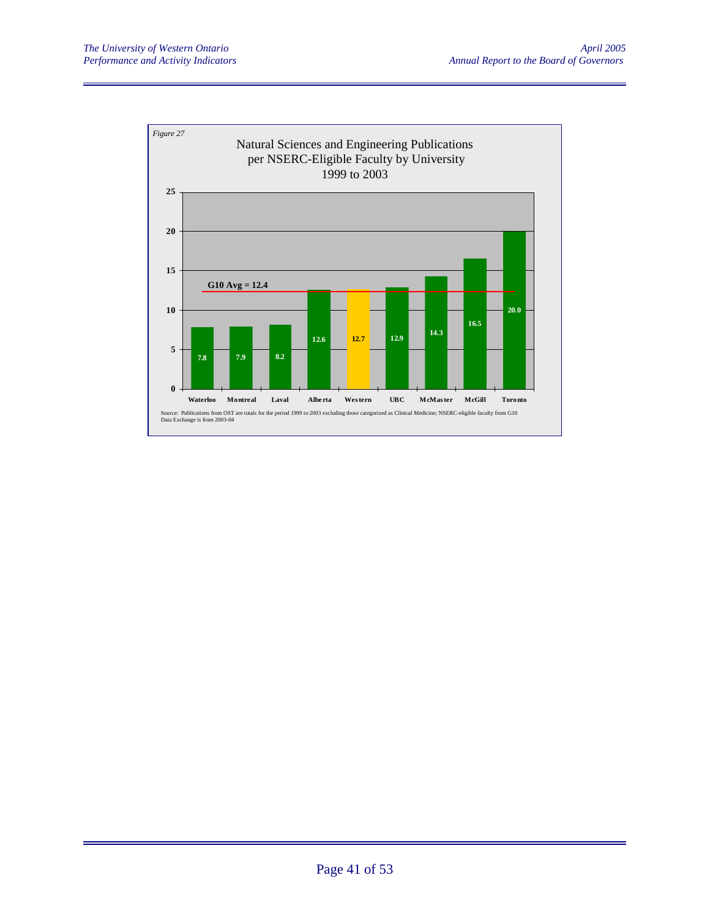*Figure 27*

Natural Sciences and Engineering Publications per NSERC-Eligible Faculty by University 1999 to 2003

| University | Publications per NSERC-Eligible Faculty |
|---|---|
| Waterloo | 7.8 |
| Montreal | 7.9 |
| Laval | 8.2 |
| Alberta | 12.6 |
| Western | 12.7 |
| UBC | 12.9 |
| McMaster | 14.3 |
| McGill | 16.5 |
| Toronto | 20.0 |

G10 Avg = 12.4

Source: Publications from OST are totals for the period 1999 to 2003 excluding those categorized as Clinical Medicine; NSERC-eligible faculty from G10 Data Exchange is from 2003-04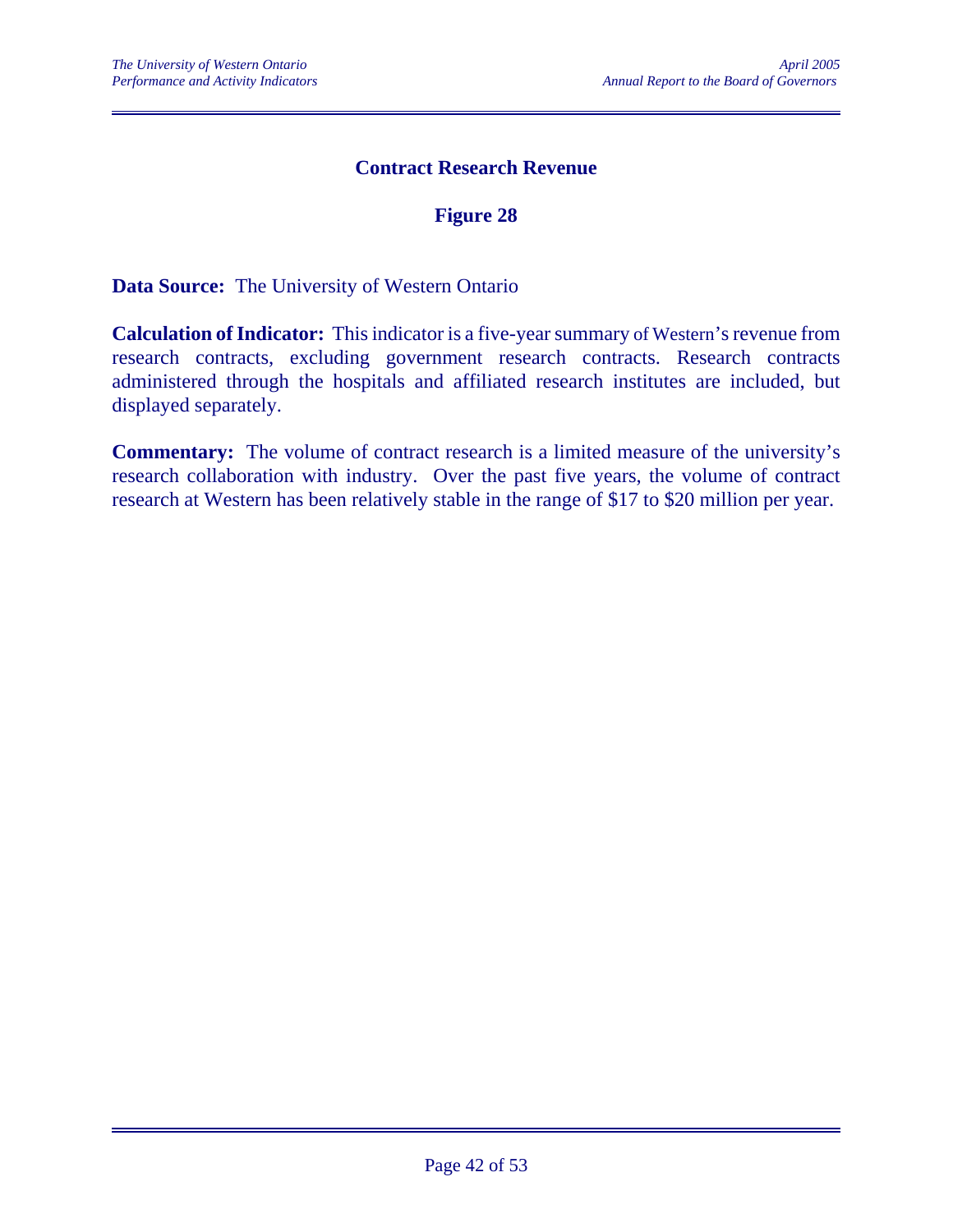## Contract Research Revenue

### Figure 28

**Data Source:** The University of Western Ontario

**Calculation of Indicator:** This indicator is a five-year summary of Western's revenue from research contracts, excluding government research contracts. Research contracts administered through the hospitals and affiliated research institutes are included, but displayed separately.

**Commentary:** The volume of contract research is a limited measure of the university's research collaboration with industry. Over the past five years, the volume of contract research at Western has been relatively stable in the range of $17 to $20 million per year.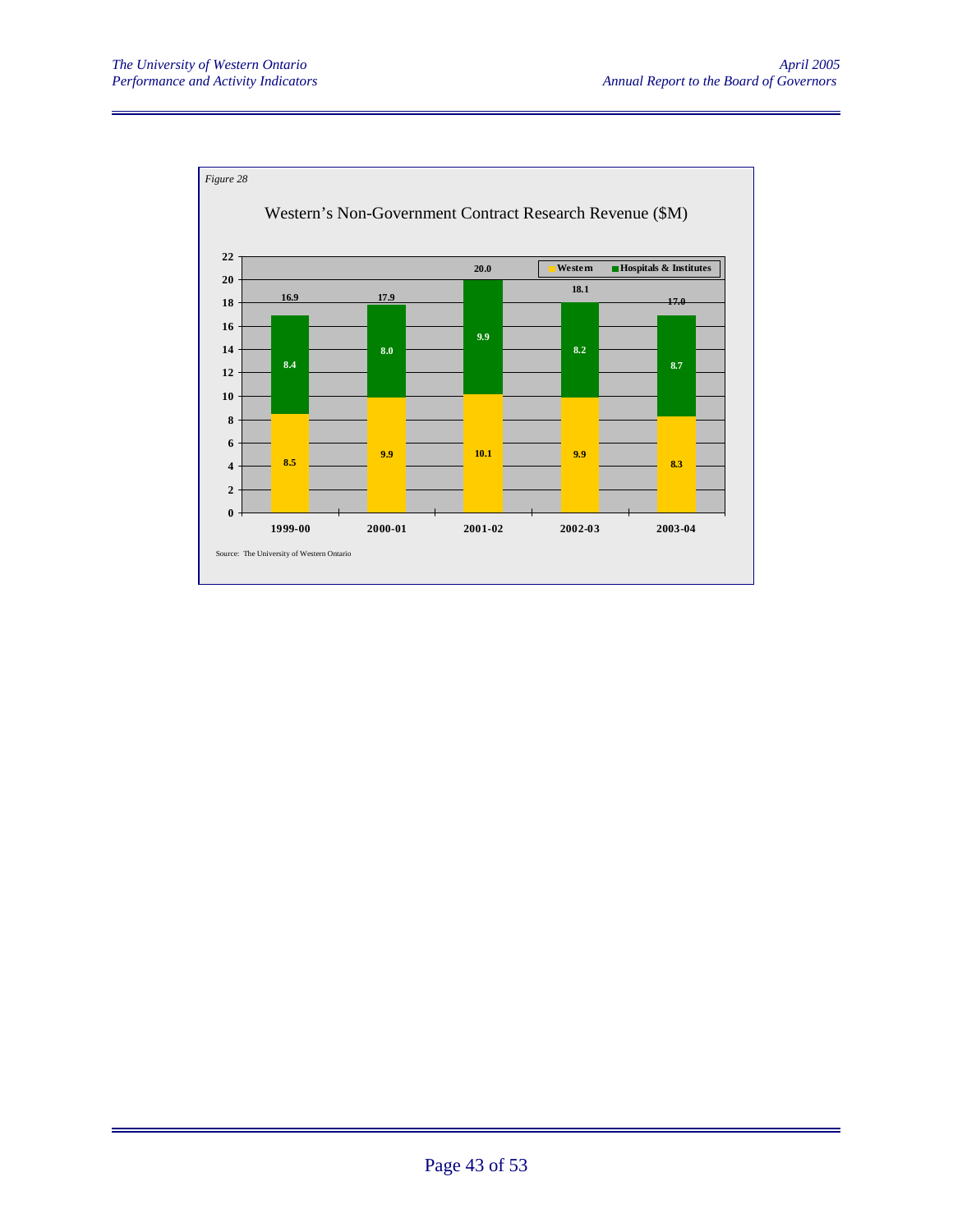*Figure 28*

Western's Non-Government Contract Research Revenue ($M)

| Year | Western | Hospitals & Institutes | Total |
|---|---|---|---|
| 1999-00 | 8.5 | 8.4 | 16.9 |
| 2000-01 | 9.9 | 8.0 | 17.9 |
| 2001-02 | 10.1 | 9.9 | 20.0 |
| 2002-03 | 9.9 | 8.2 | 18.1 |
| 2003-04 | 8.3 | 8.7 | 17.0 |

Source: The University of Western Ontario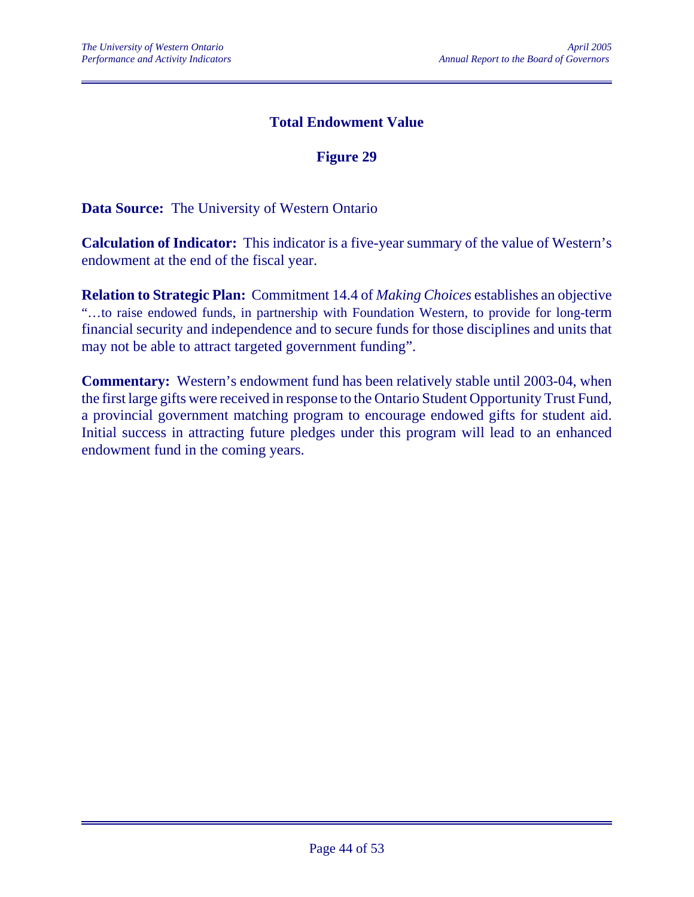## Total Endowment Value

### Figure 29

**Data Source:** The University of Western Ontario

**Calculation of Indicator:** This indicator is a five-year summary of the value of Western's endowment at the end of the fiscal year.

**Relation to Strategic Plan:** Commitment 14.4 of *Making Choices* establishes an objective "…to raise endowed funds, in partnership with Foundation Western, to provide for long-term financial security and independence and to secure funds for those disciplines and units that may not be able to attract targeted government funding".

**Commentary:** Western's endowment fund has been relatively stable until 2003-04, when the first large gifts were received in response to the Ontario Student Opportunity Trust Fund, a provincial government matching program to encourage endowed gifts for student aid. Initial success in attracting future pledges under this program will lead to an enhanced endowment fund in the coming years.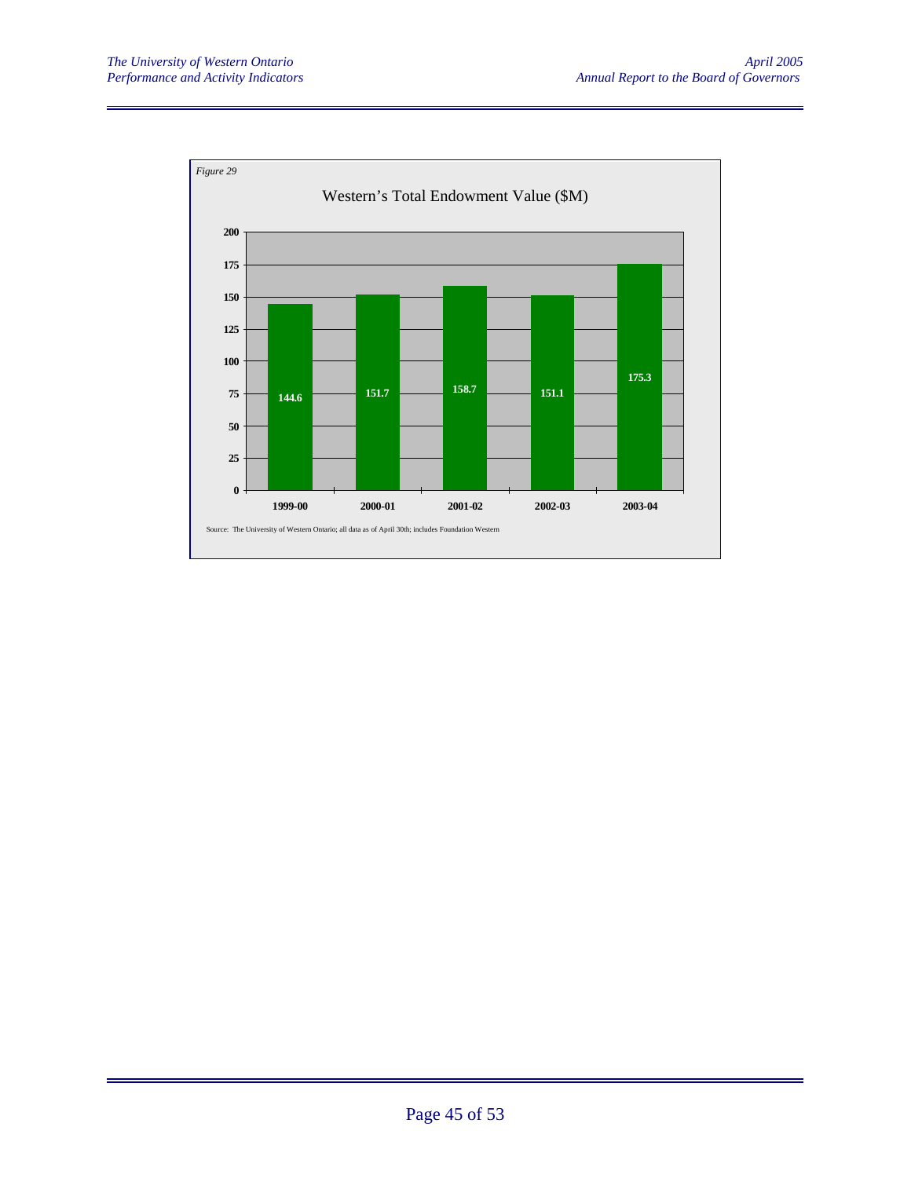*Figure 29*

## Western's Total Endowment Value ($M)

| Year | Value ($M) |
|---|---|
| 1999-00 | 144.6 |
| 2000-01 | 151.7 |
| 2001-02 | 158.7 |
| 2002-03 | 151.1 |
| 2003-04 | 175.3 |

Source: The University of Western Ontario; all data as of April 30th; includes Foundation Western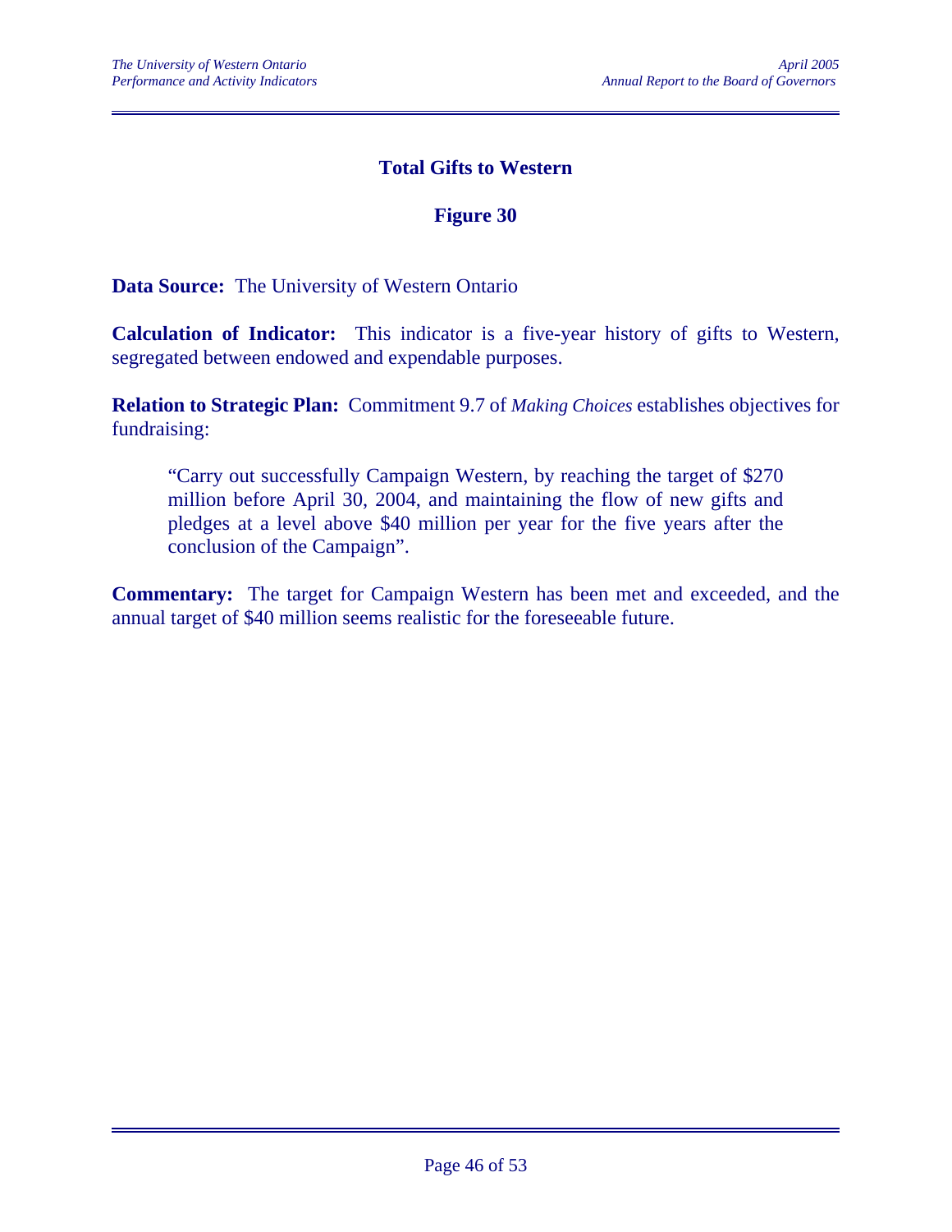# Total Gifts to Western

## Figure 30

**Data Source:** The University of Western Ontario

**Calculation of Indicator:** This indicator is a five-year history of gifts to Western, segregated between endowed and expendable purposes.

**Relation to Strategic Plan:** Commitment 9.7 of *Making Choices* establishes objectives for fundraising:

> "Carry out successfully Campaign Western, by reaching the target of $270 million before April 30, 2004, and maintaining the flow of new gifts and pledges at a level above $40 million per year for the five years after the conclusion of the Campaign".

**Commentary:** The target for Campaign Western has been met and exceeded, and the annual target of $40 million seems realistic for the foreseeable future.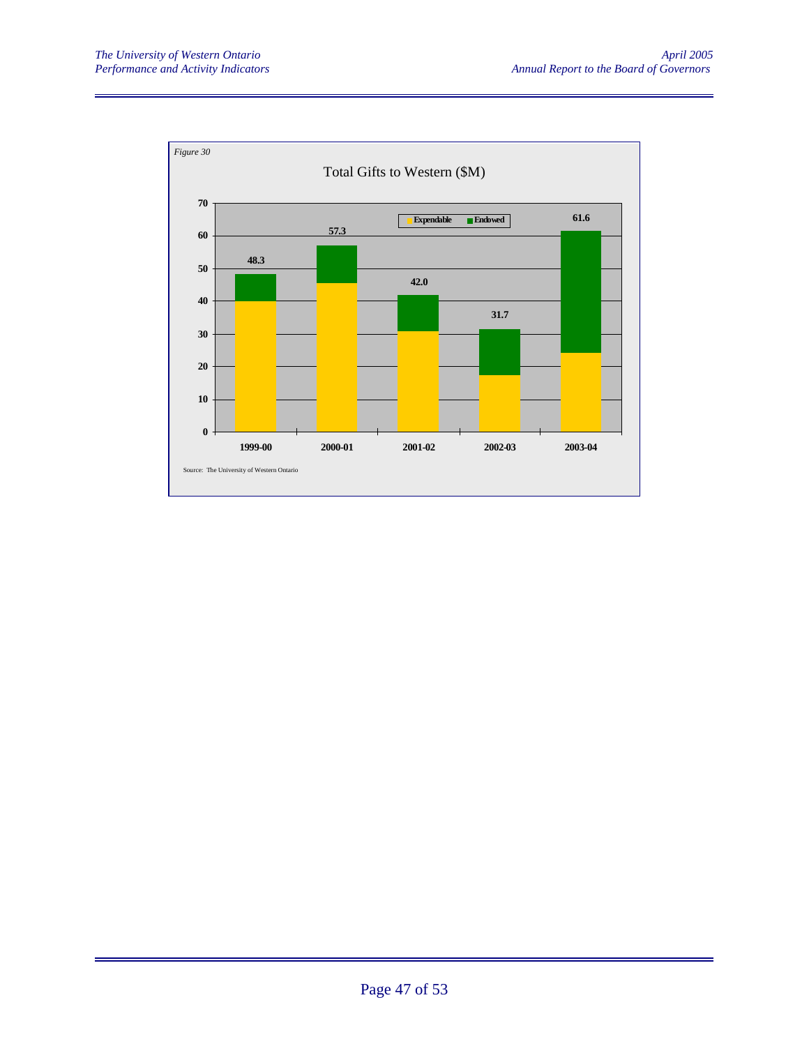*Figure 30*

Total Gifts to Western ($M)

| Year | Total |
|---|---|
| 1999-00 | 48.3 |
| 2000-01 | 57.3 |
| 2001-02 | 42.0 |
| 2002-03 | 31.7 |
| 2003-04 | 61.6 |

Expendable / Endowed

Source: The University of Western Ontario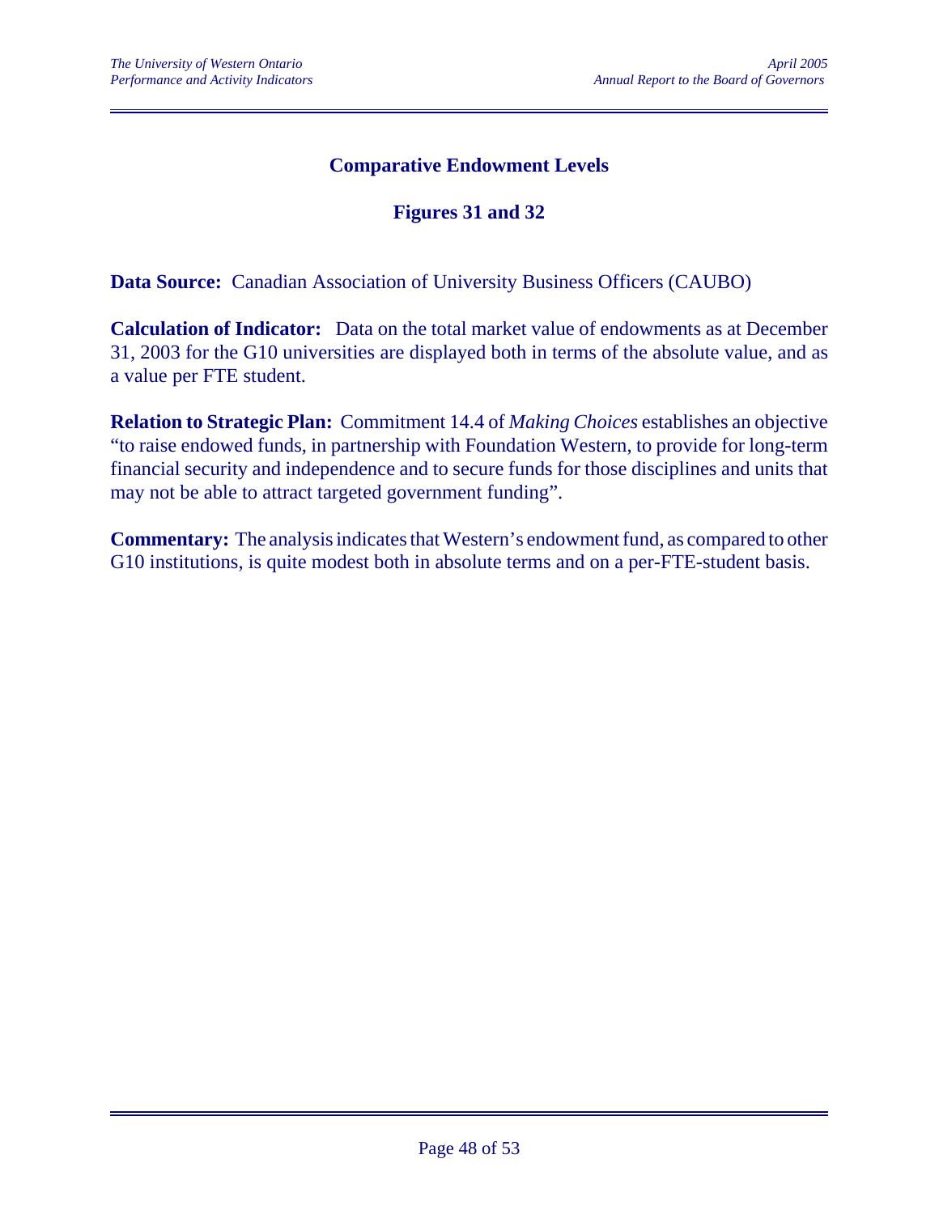## Comparative Endowment Levels

### Figures 31 and 32

**Data Source:** Canadian Association of University Business Officers (CAUBO)

**Calculation of Indicator:** Data on the total market value of endowments as at December 31, 2003 for the G10 universities are displayed both in terms of the absolute value, and as a value per FTE student.

**Relation to Strategic Plan:** Commitment 14.4 of *Making Choices* establishes an objective "to raise endowed funds, in partnership with Foundation Western, to provide for long-term financial security and independence and to secure funds for those disciplines and units that may not be able to attract targeted government funding".

**Commentary:** The analysis indicates that Western's endowment fund, as compared to other G10 institutions, is quite modest both in absolute terms and on a per-FTE-student basis.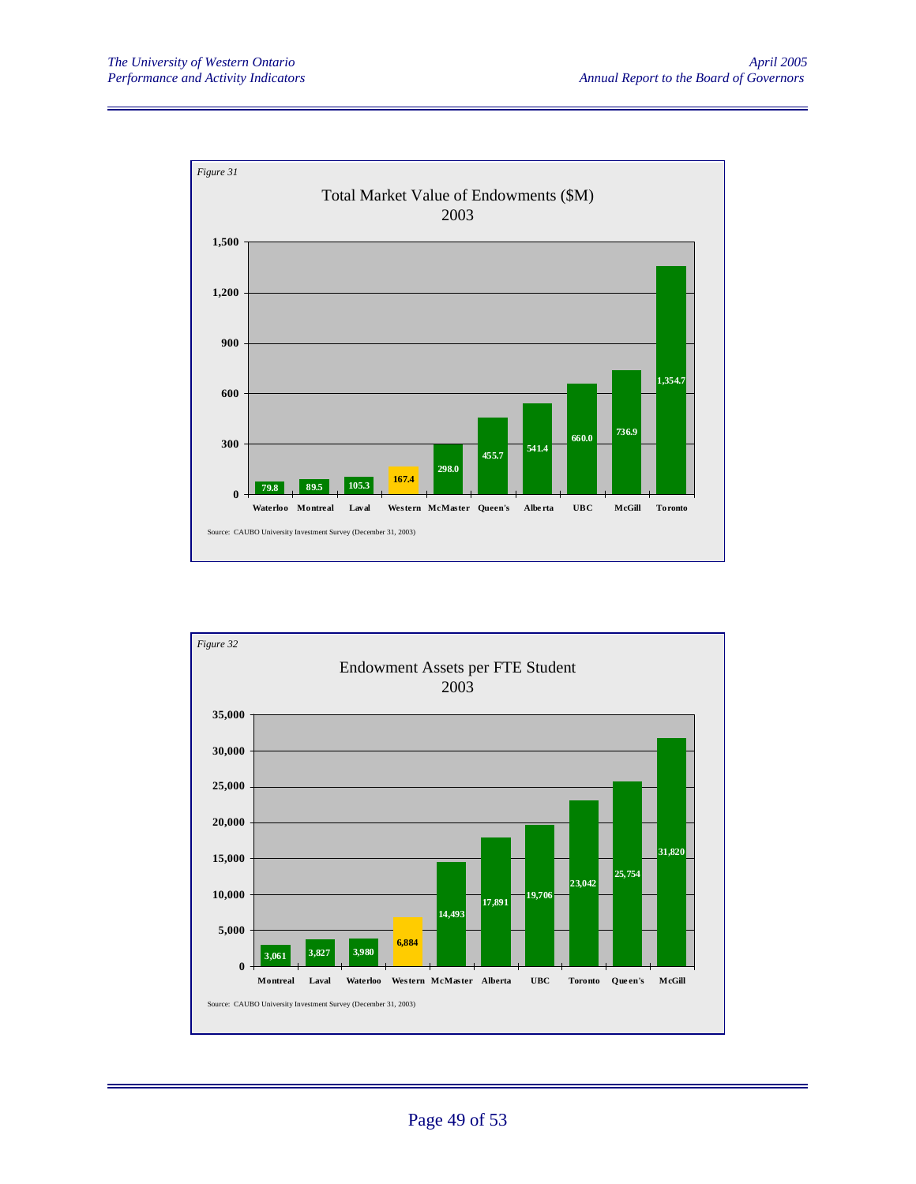*Figure 31*

Total Market Value of Endowments ($M)
2003

| University | Total Market Value ($M) |
|---|---|
| Waterloo | 79.8 |
| Montreal | 89.5 |
| Laval | 105.3 |
| Western | 167.4 |
| McMaster | 298.0 |
| Queen's | 455.7 |
| Alberta | 541.4 |
| UBC | 660.0 |
| McGill | 736.9 |
| Toronto | 1,354.7 |

Source: CAUBO University Investment Survey (December 31, 2003)

*Figure 32*

Endowment Assets per FTE Student
2003

| University | Endowment Assets per FTE Student |
|---|---|
| Montreal | 3,061 |
| Laval | 3,827 |
| Waterloo | 3,980 |
| Western | 6,884 |
| McMaster | 14,493 |
| Alberta | 17,891 |
| UBC | 19,706 |
| Toronto | 23,042 |
| Queen's | 25,754 |
| McGill | 31,820 |

Source: CAUBO University Investment Survey (December 31, 2003)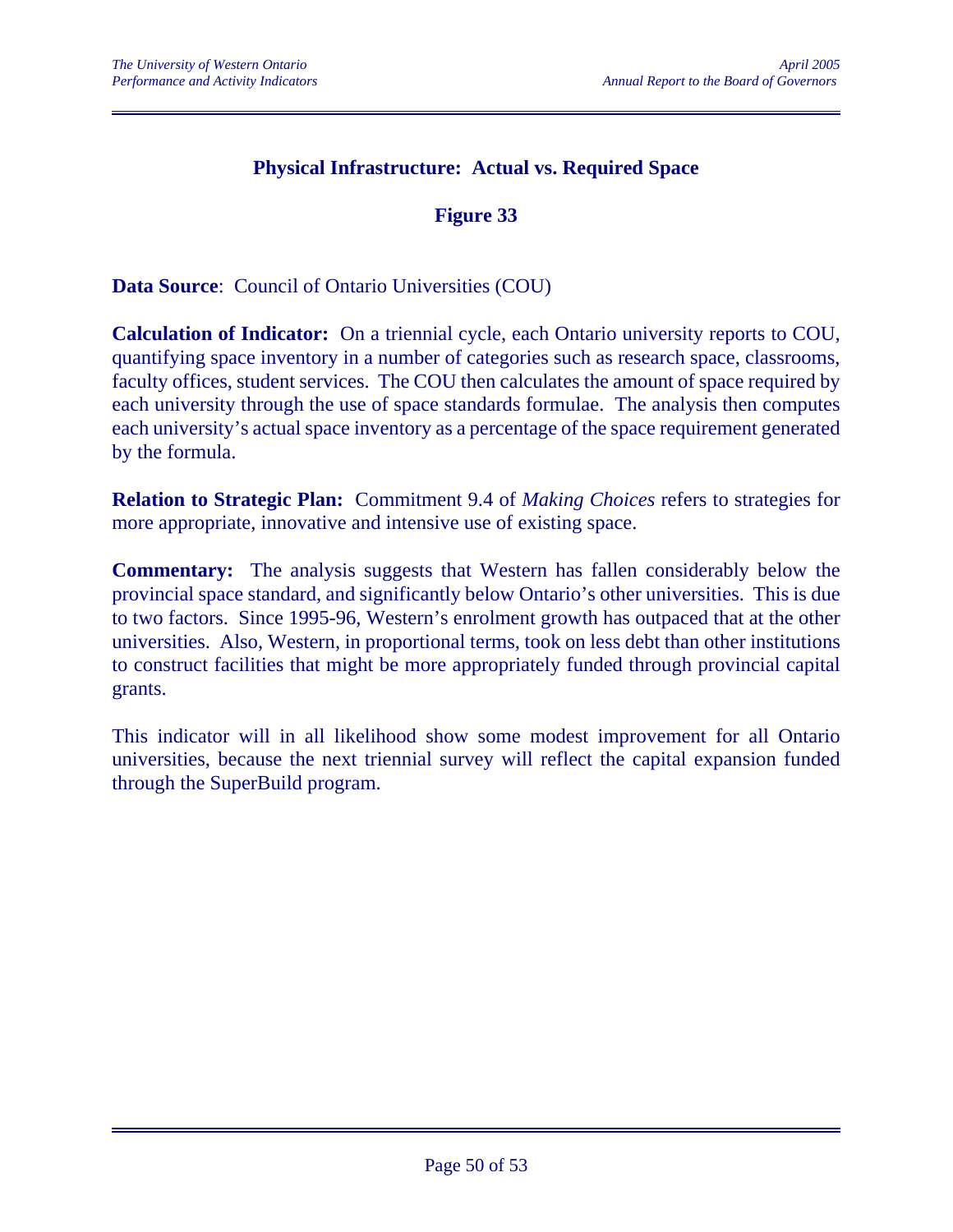## Physical Infrastructure: Actual vs. Required Space

### Figure 33

**Data Source**: Council of Ontario Universities (COU)

**Calculation of Indicator:** On a triennial cycle, each Ontario university reports to COU, quantifying space inventory in a number of categories such as research space, classrooms, faculty offices, student services. The COU then calculates the amount of space required by each university through the use of space standards formulae. The analysis then computes each university's actual space inventory as a percentage of the space requirement generated by the formula.

**Relation to Strategic Plan:** Commitment 9.4 of *Making Choices* refers to strategies for more appropriate, innovative and intensive use of existing space.

**Commentary:** The analysis suggests that Western has fallen considerably below the provincial space standard, and significantly below Ontario's other universities. This is due to two factors. Since 1995-96, Western's enrolment growth has outpaced that at the other universities. Also, Western, in proportional terms, took on less debt than other institutions to construct facilities that might be more appropriately funded through provincial capital grants.

This indicator will in all likelihood show some modest improvement for all Ontario universities, because the next triennial survey will reflect the capital expansion funded through the SuperBuild program.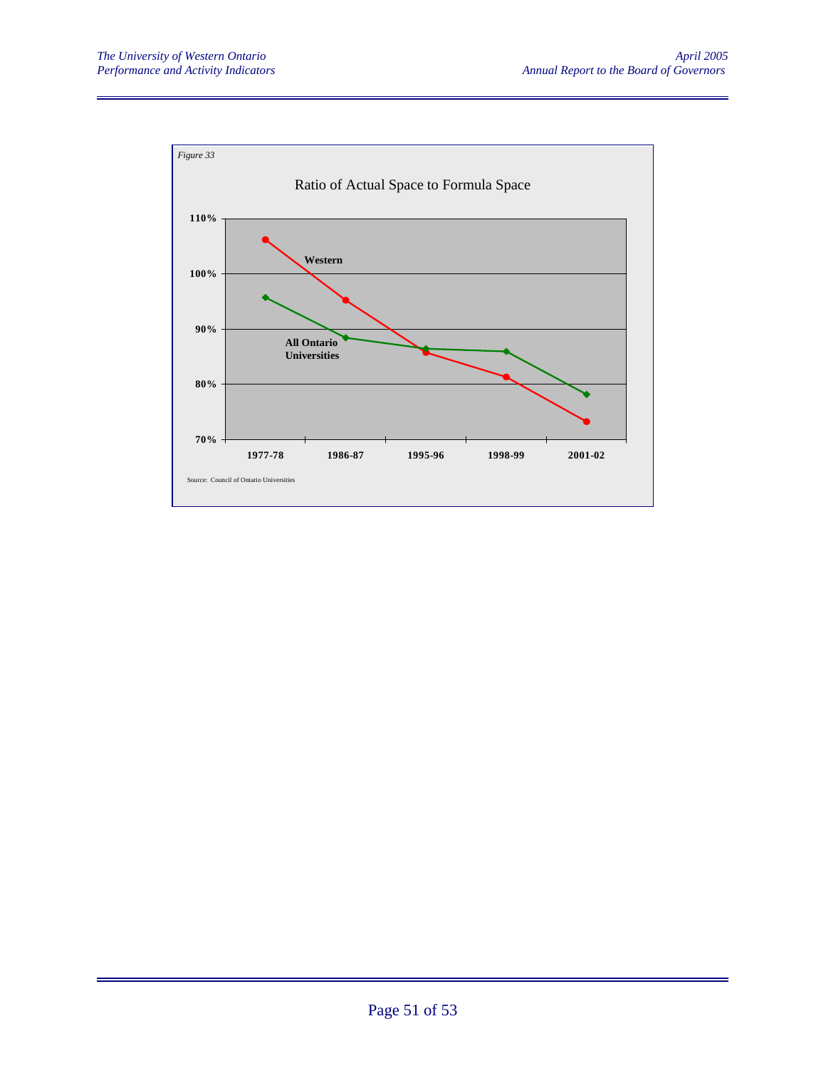*Figure 33*

Ratio of Actual Space to Formula Space

| | 1977-78 | 1986-87 | 1995-96 | 1998-99 | 2001-02 |
|---|---|---|---|---|---|
| Western | 106% | 95% | 86% | 81% | 73% |
| All Ontario Universities | 96% | 88% | 86% | 86% | 78% |

Source: Council of Ontario Universities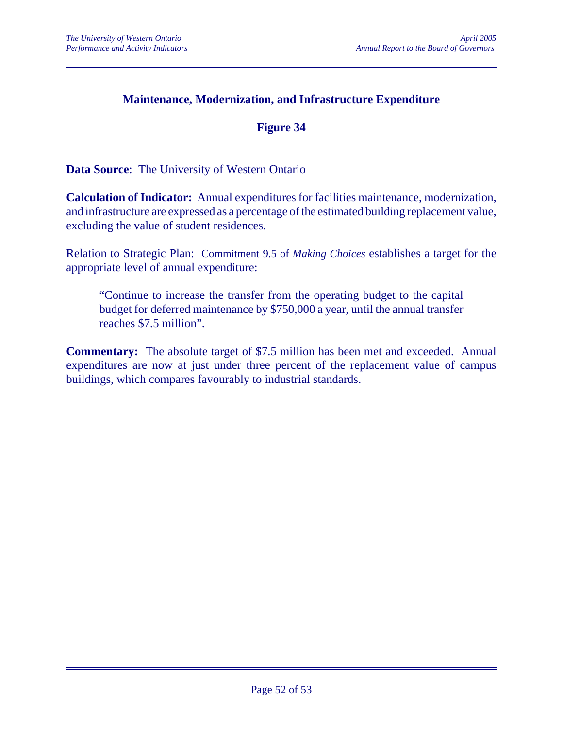## Maintenance, Modernization, and Infrastructure Expenditure

### Figure 34

**Data Source**: The University of Western Ontario

**Calculation of Indicator:** Annual expenditures for facilities maintenance, modernization, and infrastructure are expressed as a percentage of the estimated building replacement value, excluding the value of student residences.

Relation to Strategic Plan: Commitment 9.5 of *Making Choices* establishes a target for the appropriate level of annual expenditure:

> "Continue to increase the transfer from the operating budget to the capital budget for deferred maintenance by $750,000 a year, until the annual transfer reaches $7.5 million".

**Commentary:** The absolute target of $7.5 million has been met and exceeded. Annual expenditures are now at just under three percent of the replacement value of campus buildings, which compares favourably to industrial standards.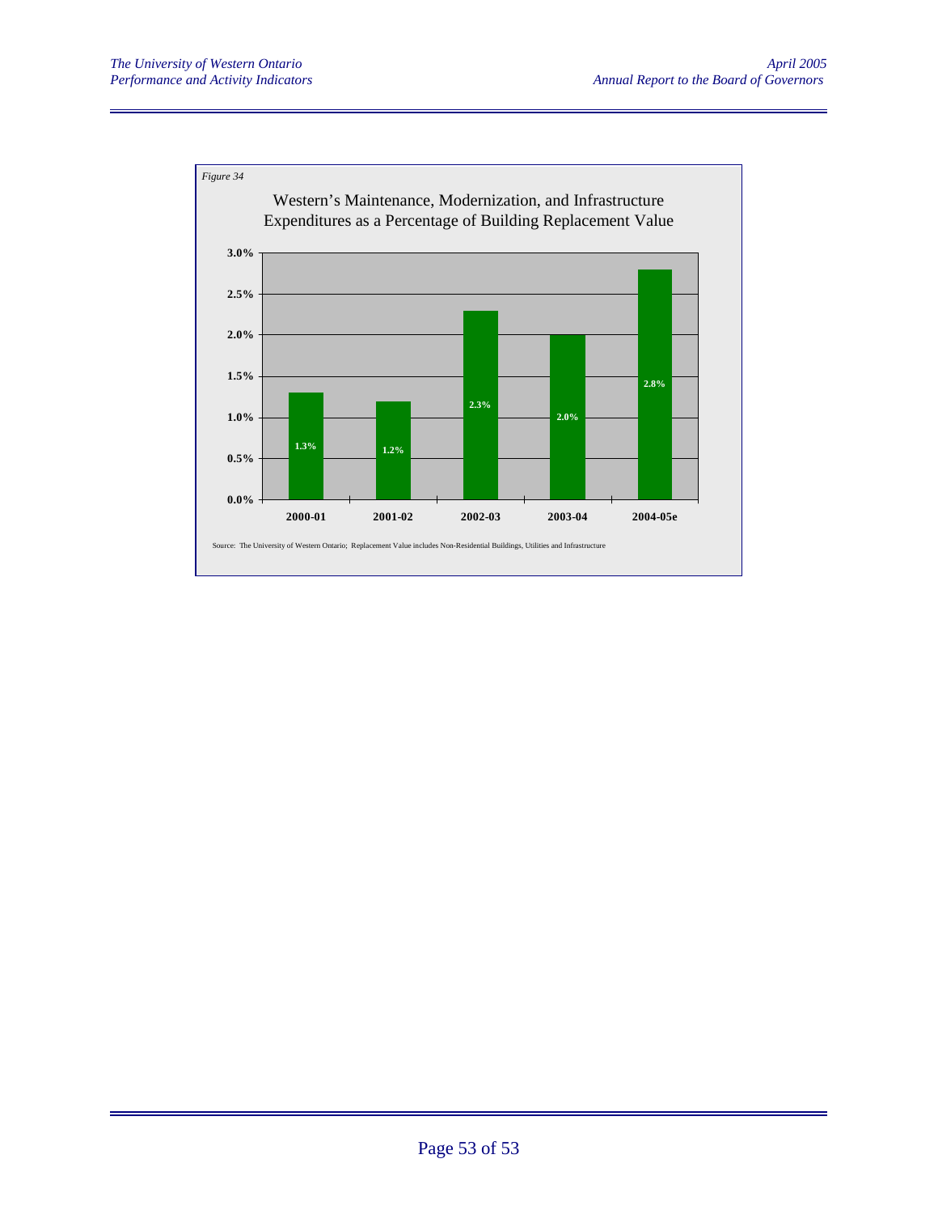*Figure 34*

Western's Maintenance, Modernization, and Infrastructure Expenditures as a Percentage of Building Replacement Value

3.0%
2.5%
2.0%
1.5%
1.0%
0.5%
0.0%

1.3%
1.2%
2.3%
2.0%
2.8%

2000-01
2001-02
2002-03
2003-04
2004-05e

Source: The University of Western Ontario; Replacement Value includes Non-Residential Buildings, Utilities and Infrastructure